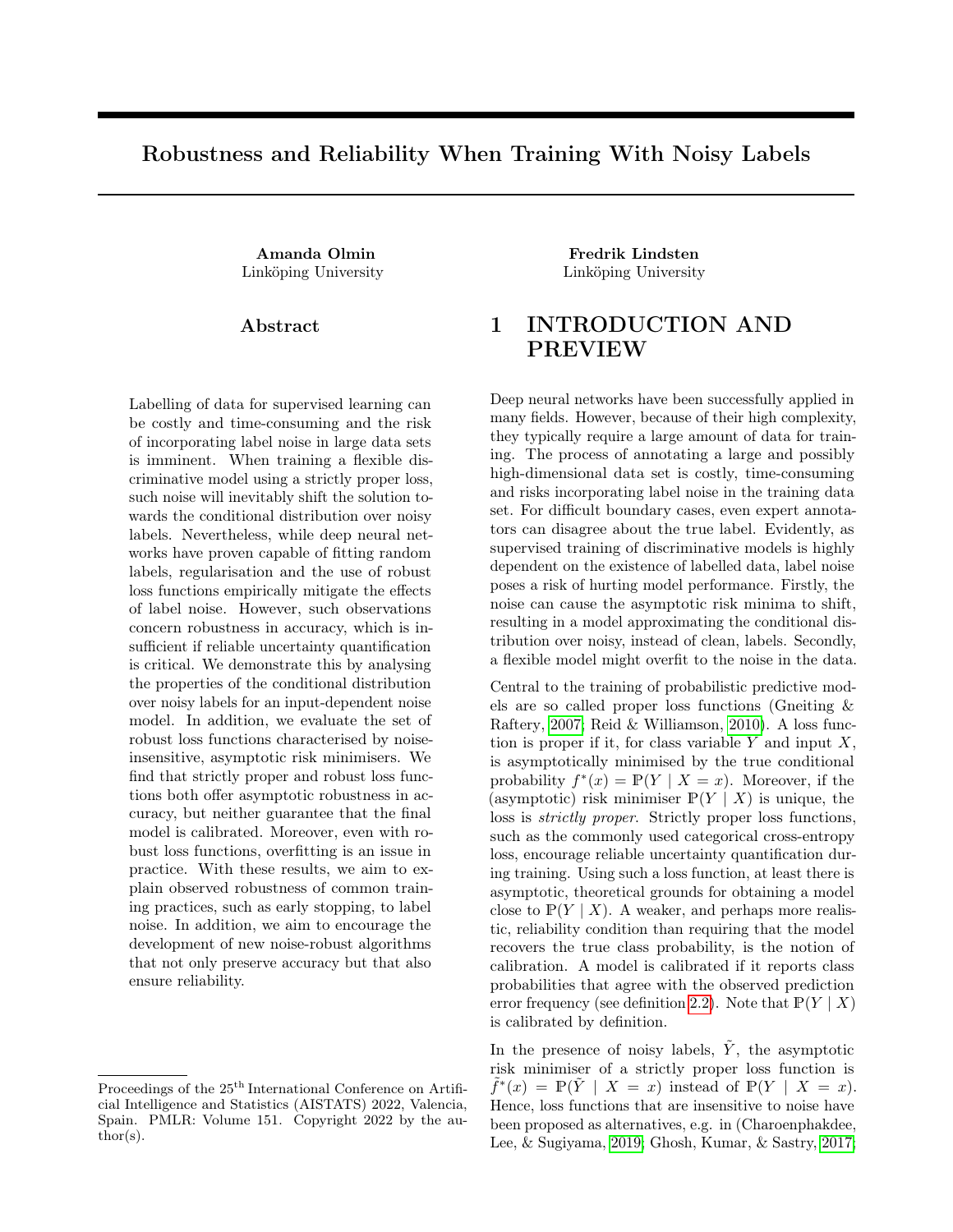# Robustness and Reliability When Training With Noisy Labels

**Amanda Olmin**
Linköping University

**Fredrik Lindsten**
Linköping University

## Abstract

Labelling of data for supervised learning can be costly and time-consuming and the risk of incorporating label noise in large data sets is imminent. When training a flexible discriminative model using a strictly proper loss, such noise will inevitably shift the solution towards the conditional distribution over noisy labels. Nevertheless, while deep neural networks have proven capable of fitting random labels, regularisation and the use of robust loss functions empirically mitigate the effects of label noise. However, such observations concern robustness in accuracy, which is insufficient if reliable uncertainty quantification is critical. We demonstrate this by analysing the properties of the conditional distribution over noisy labels for an input-dependent noise model. In addition, we evaluate the set of robust loss functions characterised by noise-insensitive, asymptotic risk minimisers. We find that strictly proper and robust loss functions both offer asymptotic robustness in accuracy, but neither guarantee that the final model is calibrated. Moreover, even with robust loss functions, overfitting is an issue in practice. With these results, we aim to explain observed robustness of common training practices, such as early stopping, to label noise. In addition, we aim to encourage the development of new noise-robust algorithms that not only preserve accuracy but that also ensure reliability.

## 1 INTRODUCTION AND PREVIEW

Deep neural networks have been successfully applied in many fields. However, because of their high complexity, they typically require a large amount of data for training. The process of annotating a large and possibly high-dimensional data set is costly, time-consuming and risks incorporating label noise in the training data set. For difficult boundary cases, even expert annotators can disagree about the true label. Evidently, as supervised training of discriminative models is highly dependent on the existence of labelled data, label noise poses a risk of hurting model performance. Firstly, the noise can cause the asymptotic risk minima to shift, resulting in a model approximating the conditional distribution over noisy, instead of clean, labels. Secondly, a flexible model might overfit to the noise in the data.

Central to the training of probabilistic predictive models are so called proper loss functions (Gneiting & Raftery, 2007; Reid & Williamson, 2010). A loss function is proper if it, for class variable $Y$ and input $X$, is asymptotically minimised by the true conditional probability $f^*(x) = \mathbb{P}(Y \mid X = x)$. Moreover, if the (asymptotic) risk minimiser $\mathbb{P}(Y \mid X)$ is unique, the loss is *strictly proper*. Strictly proper loss functions, such as the commonly used categorical cross-entropy loss, encourage reliable uncertainty quantification during training. Using such a loss function, at least there is asymptotic, theoretical grounds for obtaining a model close to $\mathbb{P}(Y \mid X)$. A weaker, and perhaps more realistic, reliability condition than requiring that the model recovers the true class probability, is the notion of calibration. A model is calibrated if it reports class probabilities that agree with the observed prediction error frequency (see definition 2.2). Note that $\mathbb{P}(Y \mid X)$ is calibrated by definition.

In the presence of noisy labels, $\tilde{Y}$, the asymptotic risk minimiser of a strictly proper loss function is $\tilde{f}^*(x) = \mathbb{P}(\tilde{Y} \mid X = x)$ instead of $\mathbb{P}(Y \mid X = x)$. Hence, loss functions that are insensitive to noise have been proposed as alternatives, e.g. in (Charoenphakdee, Lee, & Sugiyama, 2019; Ghosh, Kumar, & Sastry, 2017;

Proceedings of the 25[th] International Conference on Artificial Intelligence and Statistics (AISTATS) 2022, Valencia, Spain. PMLR: Volume 151. Copyright 2022 by the author(s).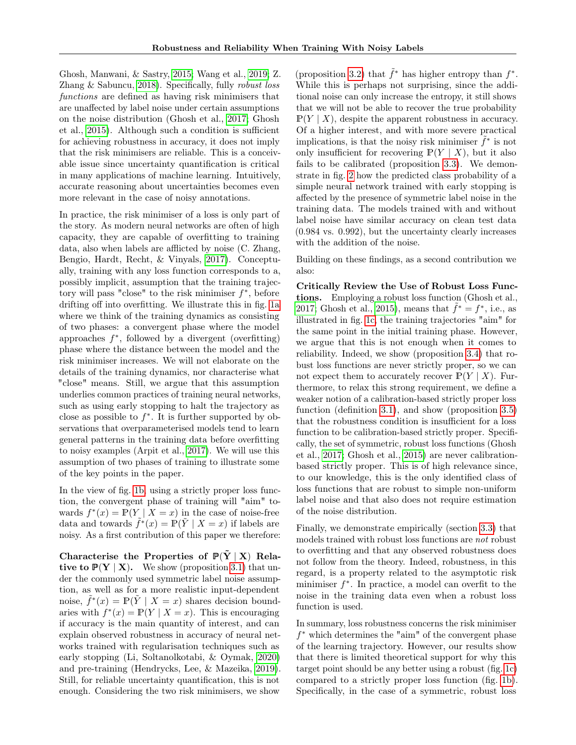Ghosh, Manwani, & Sastry, 2015; Wang et al., 2019; Z. Zhang & Sabuncu, 2018). Specifically, fully *robust loss functions* are defined as having risk minimisers that are unaffected by label noise under certain assumptions on the noise distribution (Ghosh et al., 2017; Ghosh et al., 2015). Although such a condition is sufficient for achieving robustness in accuracy, it does not imply that the risk minimisers are reliable. This is a conceivable issue since uncertainty quantification is critical in many applications of machine learning. Intuitively, accurate reasoning about uncertainties becomes even more relevant in the case of noisy annotations.

In practice, the risk minimiser of a loss is only part of the story. As modern neural networks are often of high capacity, they are capable of overfitting to training data, also when labels are afflicted by noise (C. Zhang, Bengio, Hardt, Recht, & Vinyals, 2017). Conceptually, training with any loss function corresponds to a, possibly implicit, assumption that the training trajectory will pass "close" to the risk minimiser $f^*$, before drifting off into overfitting. We illustrate this in fig. 1a where we think of the training dynamics as consisting of two phases: a convergent phase where the model approaches $f^*$, followed by a divergent (overfitting) phase where the distance between the model and the risk minimiser increases. We will not elaborate on the details of the training dynamics, nor characterise what "close" means. Still, we argue that this assumption underlies common practices of training neural networks, such as using early stopping to halt the trajectory as close as possible to $f^*$. It is further supported by observations that overparameterised models tend to learn general patterns in the training data before overfitting to noisy examples (Arpit et al., 2017). We will use this assumption of two phases of training to illustrate some of the key points in the paper.

In the view of fig. 1b, using a strictly proper loss function, the convergent phase of training will "aim" towards $f^*(x) = \mathbb{P}(Y \mid X = x)$ in the case of noise-free data and towards $\tilde{f}^*(x) = \mathbb{P}(\tilde{Y} \mid X = x)$ if labels are noisy. As a first contribution of this paper we therefore:

**Characterise the Properties of $\mathbb{P}(\tilde{\mathbf{Y}} \mid \mathbf{X})$ Relative to $\mathbb{P}(\mathbf{Y} \mid \mathbf{X})$.** We show (proposition 3.1) that under the commonly used symmetric label noise assumption, as well as for a more realistic input-dependent noise, $\tilde{f}^*(x) = \mathbb{P}(\tilde{Y} \mid X = x)$ shares decision boundaries with $f^*(x) = \mathbb{P}(Y \mid X = x)$. This is encouraging if accuracy is the main quantity of interest, and can explain observed robustness in accuracy of neural networks trained with regularisation techniques such as early stopping (Li, Soltanolkotabi, & Oymak, 2020) and pre-training (Hendrycks, Lee, & Mazeika, 2019). Still, for reliable uncertainty quantification, this is not enough. Considering the two risk minimisers, we show (proposition 3.2) that $\tilde{f}^*$ has higher entropy than $f^*$. While this is perhaps not surprising, since the additional noise can only increase the entropy, it still shows that we will not be able to recover the true probability $\mathbb{P}(Y \mid X)$, despite the apparent robustness in accuracy. Of a higher interest, and with more severe practical implications, is that the noisy risk minimiser $\tilde{f}^*$ is not only insufficient for recovering $\mathbb{P}(Y \mid X)$, but it also fails to be calibrated (proposition 3.3). We demonstrate in fig. 2 how the predicted class probability of a simple neural network trained with early stopping is affected by the presence of symmetric label noise in the training data. The models trained with and without label noise have similar accuracy on clean test data (0.984 vs. 0.992), but the uncertainty clearly increases with the addition of the noise.

Building on these findings, as a second contribution we also:

**Critically Review the Use of Robust Loss Functions.** Employing a robust loss function (Ghosh et al., 2017; Ghosh et al., 2015), means that $\tilde{f}^* = f^*$, i.e., as illustrated in fig. 1c, the training trajectories "aim" for the same point in the initial training phase. However, we argue that this is not enough when it comes to reliability. Indeed, we show (proposition 3.4) that robust loss functions are never strictly proper, so we can not expect them to accurately recover $\mathbb{P}(Y \mid X)$. Furthermore, to relax this strong requirement, we define a weaker notion of a calibration-based strictly proper loss function (definition 3.1), and show (proposition 3.5) that the robustness condition is insufficient for a loss function to be calibration-based strictly proper. Specifically, the set of symmetric, robust loss functions (Ghosh et al., 2017; Ghosh et al., 2015) are never calibration-based strictly proper. This is of high relevance since, to our knowledge, this is the only identified class of loss functions that are robust to simple non-uniform label noise and that also does not require estimation of the noise distribution.

Finally, we demonstrate empirically (section 3.3) that models trained with robust loss functions are *not* robust to overfitting and that any observed robustness does not follow from the theory. Indeed, robustness, in this regard, is a property related to the asymptotic risk minimiser $f^*$. In practice, a model can overfit to the noise in the training data even when a robust loss function is used.

In summary, loss robustness concerns the risk minimiser $f^*$ which determines the "aim" of the convergent phase of the learning trajectory. However, our results show that there is limited theoretical support for why this target point should be any better using a robust (fig. 1c) compared to a strictly proper loss function (fig. 1b). Specifically, in the case of a symmetric, robust loss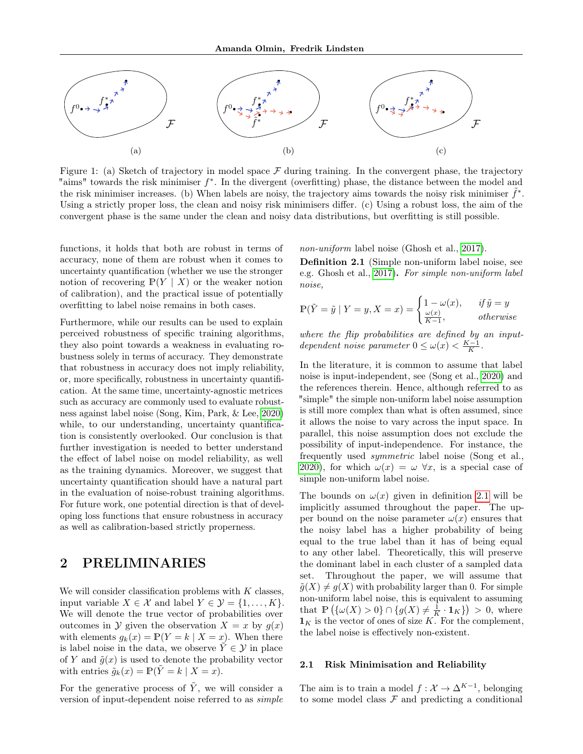(a)

(b)

(c)

Figure 1: (a) Sketch of trajectory in model space $\mathcal{F}$ during training. In the convergent phase, the trajectory "aims" towards the risk minimiser $f^*$. In the divergent (overfitting) phase, the distance between the model and the risk minimiser increases. (b) When labels are noisy, the trajectory aims towards the noisy risk minimiser $\tilde{f}^*$. Using a strictly proper loss, the clean and noisy risk minimisers differ. (c) Using a robust loss, the aim of the convergent phase is the same under the clean and noisy data distributions, but overfitting is still possible.

functions, it holds that both are robust in terms of accuracy, none of them are robust when it comes to uncertainty quantification (whether we use the stronger notion of recovering $\mathbb{P}(Y \mid X)$ or the weaker notion of calibration), and the practical issue of potentially overfitting to label noise remains in both cases.

Furthermore, while our results can be used to explain perceived robustness of specific training algorithms, they also point towards a weakness in evaluating robustness solely in terms of accuracy. They demonstrate that robustness in accuracy does not imply reliability, or, more specifically, robustness in uncertainty quantification. At the same time, uncertainty-agnostic metrices such as accuracy are commonly used to evaluate robustness against label noise (Song, Kim, Park, & Lee, 2020) while, to our understanding, uncertainty quantification is consistently overlooked. Our conclusion is that further investigation is needed to better understand the effect of label noise on model reliability, as well as the training dynamics. Moreover, we suggest that uncertainty quantification should have a natural part in the evaluation of noise-robust training algorithms. For future work, one potential direction is that of developing loss functions that ensure robustness in accuracy as well as calibration-based strictly properness.

## 2 PRELIMINARIES

We will consider classification problems with $K$ classes, input variable $X \in \mathcal{X}$ and label $Y \in \mathcal{Y} = \{1, \ldots, K\}$. We will denote the true vector of probabilities over outcomes in $\mathcal{Y}$ given the observation $X = x$ by $g(x)$ with elements $g_k(x) = \mathbb{P}(Y = k \mid X = x)$. When there is label noise in the data, we observe $\tilde{Y} \in \mathcal{Y}$ in place of $Y$ and $\tilde{g}(x)$ is used to denote the probability vector with entries $\tilde{g}_k(x) = \mathbb{P}(\tilde{Y} = k \mid X = x)$.

For the generative process of $\tilde{Y}$, we will consider a version of input-dependent noise referred to as *simple non-uniform* label noise (Ghosh et al., 2017).

**Definition 2.1** (Simple non-uniform label noise, see e.g. Ghosh et al., 2017)**.** *For simple non-uniform label noise,*

$$\mathbb{P}(\tilde{Y} = \tilde{y} \mid Y = y, X = x) = \begin{cases} 1 - \omega(x), & \text{if } \tilde{y} = y \\ \frac{\omega(x)}{K-1}, & \text{otherwise} \end{cases}$$

*where the flip probabilities are defined by an input-dependent noise parameter $0 \leq \omega(x) < \frac{K-1}{K}$.*

In the literature, it is common to assume that label noise is input-independent, see (Song et al., 2020) and the references therein. Hence, although referred to as "simple" the simple non-uniform label noise assumption is still more complex than what is often assumed, since it allows the noise to vary across the input space. In parallel, this noise assumption does not exclude the possibility of input-independence. For instance, the frequently used *symmetric* label noise (Song et al., 2020), for which $\omega(x) = \omega \ \forall x$, is a special case of simple non-uniform label noise.

The bounds on $\omega(x)$ given in definition 2.1 will be implicitly assumed throughout the paper. The upper bound on the noise parameter $\omega(x)$ ensures that the noisy label has a higher probability of being equal to the true label than it has of being equal to any other label. Theoretically, this will preserve the dominant label in each cluster of a sampled data set. Throughout the paper, we will assume that $\tilde{g}(X) \neq g(X)$ with probability larger than 0. For simple non-uniform label noise, this is equivalent to assuming that $\mathbb{P}\left(\{\omega(X) > 0\} \cap \{g(X) \neq \frac{1}{K} \cdot \mathbf{1}_K\}\right) > 0$, where $\mathbf{1}_K$ is the vector of ones of size $K$. For the complement, the label noise is effectively non-existent.

### 2.1 Risk Minimisation and Reliability

The aim is to train a model $f : \mathcal{X} \to \Delta^{K-1}$, belonging to some model class $\mathcal{F}$ and predicting a conditional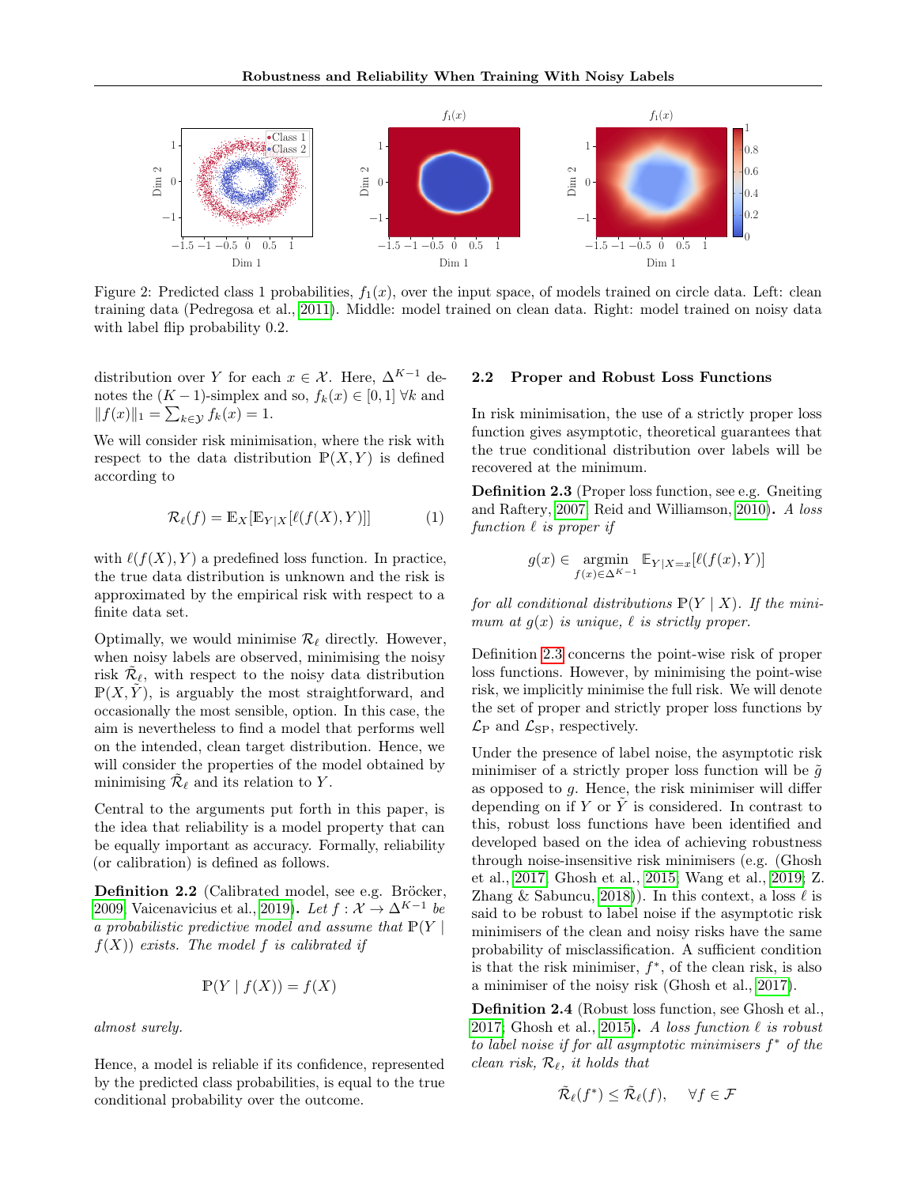Figure 2: Predicted class 1 probabilities, $f_1(x)$, over the input space, of models trained on circle data. Left: clean training data (Pedregosa et al., 2011). Middle: model trained on clean data. Right: model trained on noisy data with label flip probability 0.2.

distribution over $Y$ for each $x \in \mathcal{X}$. Here, $\Delta^{K-1}$ denotes the $(K-1)$-simplex and so, $f_k(x) \in [0,1]\ \forall k$ and $\|f(x)\|_1 = \sum_{k \in \mathcal{Y}} f_k(x) = 1$.

We will consider risk minimisation, where the risk with respect to the data distribution $\mathbb{P}(X, Y)$ is defined according to

$$\mathcal{R}_\ell(f) = \mathbb{E}_X[\mathbb{E}_{Y|X}[\ell(f(X), Y)]] \tag{1}$$

with $\ell(f(X), Y)$ a predefined loss function. In practice, the true data distribution is unknown and the risk is approximated by the empirical risk with respect to a finite data set.

Optimally, we would minimise $\mathcal{R}_\ell$ directly. However, when noisy labels are observed, minimising the noisy risk $\tilde{\mathcal{R}}_\ell$, with respect to the noisy data distribution $\mathbb{P}(X, \tilde{Y})$, is arguably the most straightforward, and occasionally the most sensible, option. In this case, the aim is nevertheless to find a model that performs well on the intended, clean target distribution. Hence, we will consider the properties of the model obtained by minimising $\tilde{\mathcal{R}}_\ell$ and its relation to $Y$.

Central to the arguments put forth in this paper, is the idea that reliability is a model property that can be equally important as accuracy. Formally, reliability (or calibration) is defined as follows.

**Definition 2.2** (Calibrated model, see e.g. Bröcker, 2009; Vaicenavicius et al., 2019)**.** *Let $f : \mathcal{X} \to \Delta^{K-1}$ be a probabilistic predictive model and assume that $\mathbb{P}(Y \mid f(X))$ exists. The model $f$ is calibrated if*

$$\mathbb{P}(Y \mid f(X)) = f(X)$$

*almost surely.*

Hence, a model is reliable if its confidence, represented by the predicted class probabilities, is equal to the true conditional probability over the outcome.

### 2.2 Proper and Robust Loss Functions

In risk minimisation, the use of a strictly proper loss function gives asymptotic, theoretical guarantees that the true conditional distribution over labels will be recovered at the minimum.

**Definition 2.3** (Proper loss function, see e.g. Gneiting and Raftery, 2007; Reid and Williamson, 2010)**.** *A loss function $\ell$ is proper if*

$$g(x) \in \underset{f(x) \in \Delta^{K-1}}{\operatorname{argmin}} \ \mathbb{E}_{Y|X=x}[\ell(f(x), Y)]$$

*for all conditional distributions $\mathbb{P}(Y \mid X)$. If the minimum at $g(x)$ is unique, $\ell$ is strictly proper.*

Definition 2.3 concerns the point-wise risk of proper loss functions. However, by minimising the point-wise risk, we implicitly minimise the full risk. We will denote the set of proper and strictly proper loss functions by $\mathcal{L}_{\text{P}}$ and $\mathcal{L}_{\text{SP}}$, respectively.

Under the presence of label noise, the asymptotic risk minimiser of a strictly proper loss function will be $\tilde{g}$ as opposed to $g$. Hence, the risk minimiser will differ depending on if $Y$ or $\tilde{Y}$ is considered. In contrast to this, robust loss functions have been identified and developed based on the idea of achieving robustness through noise-insensitive risk minimisers (e.g. (Ghosh et al., 2017; Ghosh et al., 2015; Wang et al., 2019; Z. Zhang & Sabuncu, 2018)). In this context, a loss $\ell$ is said to be robust to label noise if the asymptotic risk minimisers of the clean and noisy risks have the same probability of misclassification. A sufficient condition is that the risk minimiser, $f^*$, of the clean risk, is also a minimiser of the noisy risk (Ghosh et al., 2017).

**Definition 2.4** (Robust loss function, see Ghosh et al., 2017; Ghosh et al., 2015)**.** *A loss function $\ell$ is robust to label noise if for all asymptotic minimisers $f^*$ of the clean risk, $\mathcal{R}_\ell$, it holds that*

$$\tilde{\mathcal{R}}_\ell(f^*) \leq \tilde{\mathcal{R}}_\ell(f), \quad \forall f \in \mathcal{F}$$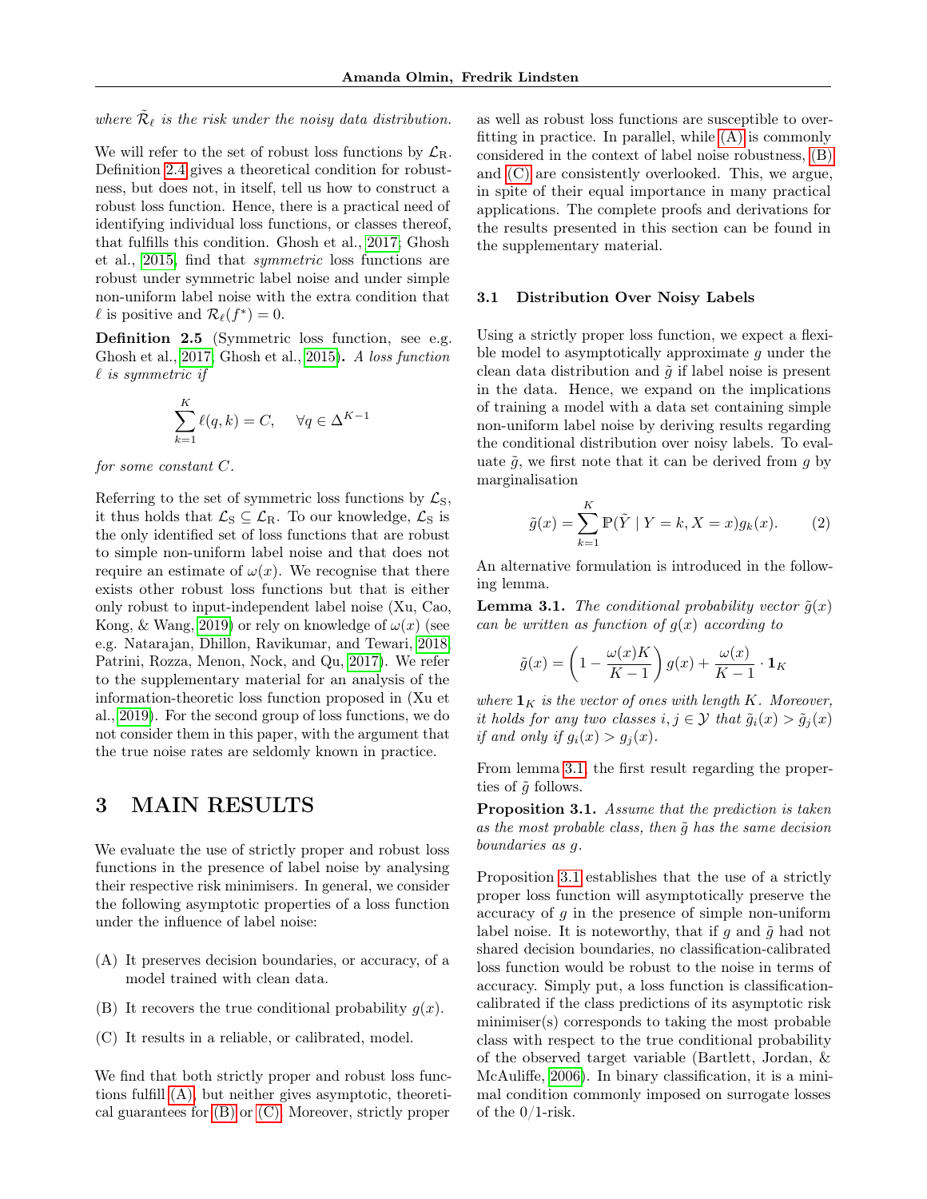*where $\tilde{\mathcal{R}}_\ell$ is the risk under the noisy data distribution.*

We will refer to the set of robust loss functions by $\mathcal{L}_\mathrm{R}$. Definition 2.4 gives a theoretical condition for robustness, but does not, in itself, tell us how to construct a robust loss function. Hence, there is a practical need of identifying individual loss functions, or classes thereof, that fulfills this condition. Ghosh et al., 2017; Ghosh et al., 2015, find that *symmetric* loss functions are robust under symmetric label noise and under simple non-uniform label noise with the extra condition that $\ell$ is positive and $\mathcal{R}_\ell(f^*) = 0$.

**Definition 2.5** (Symmetric loss function, see e.g. Ghosh et al., 2017; Ghosh et al., 2015)**.** *A loss function $\ell$ is symmetric if*

$$\sum_{k=1}^{K} \ell(q, k) = C, \quad \forall q \in \Delta^{K-1}$$

*for some constant $C$.*

Referring to the set of symmetric loss functions by $\mathcal{L}_\mathrm{S}$, it thus holds that $\mathcal{L}_\mathrm{S} \subseteq \mathcal{L}_\mathrm{R}$. To our knowledge, $\mathcal{L}_\mathrm{S}$ is the only identified set of loss functions that are robust to simple non-uniform label noise and that does not require an estimate of $\omega(x)$. We recognise that there exists other robust loss functions but that is either only robust to input-independent label noise (Xu, Cao, Kong, & Wang, 2019) or rely on knowledge of $\omega(x)$ (see e.g. Natarajan, Dhillon, Ravikumar, and Tewari, 2018; Patrini, Rozza, Menon, Nock, and Qu, 2017). We refer to the supplementary material for an analysis of the information-theoretic loss function proposed in (Xu et al., 2019). For the second group of loss functions, we do not consider them in this paper, with the argument that the true noise rates are seldomly known in practice.

# 3 MAIN RESULTS

We evaluate the use of strictly proper and robust loss functions in the presence of label noise by analysing their respective risk minimisers. In general, we consider the following asymptotic properties of a loss function under the influence of label noise:

(A) It preserves decision boundaries, or accuracy, of a model trained with clean data.

(B) It recovers the true conditional probability $g(x)$.

(C) It results in a reliable, or calibrated, model.

We find that both strictly proper and robust loss functions fulfill (A), but neither gives asymptotic, theoretical guarantees for (B) or (C). Moreover, strictly proper as well as robust loss functions are susceptible to overfitting in practice. In parallel, while (A) is commonly considered in the context of label noise robustness, (B) and (C) are consistently overlooked. This, we argue, in spite of their equal importance in many practical applications. The complete proofs and derivations for the results presented in this section can be found in the supplementary material.

## 3.1 Distribution Over Noisy Labels

Using a strictly proper loss function, we expect a flexible model to asymptotically approximate $g$ under the clean data distribution and $\tilde{g}$ if label noise is present in the data. Hence, we expand on the implications of training a model with a data set containing simple non-uniform label noise by deriving results regarding the conditional distribution over noisy labels. To evaluate $\tilde{g}$, we first note that it can be derived from $g$ by marginalisation

$$\tilde{g}(x) = \sum_{k=1}^{K} \mathbb{P}(\tilde{Y} \mid Y = k, X = x) g_k(x). \qquad (2)$$

An alternative formulation is introduced in the following lemma.

**Lemma 3.1.** *The conditional probability vector $\tilde{g}(x)$ can be written as function of $g(x)$ according to*

$$\tilde{g}(x) = \left(1 - \frac{\omega(x)K}{K-1}\right) g(x) + \frac{\omega(x)}{K-1} \cdot \mathbf{1}_K$$

*where $\mathbf{1}_K$ is the vector of ones with length $K$. Moreover, it holds for any two classes $i, j \in \mathcal{Y}$ that $\tilde{g}_i(x) > \tilde{g}_j(x)$ if and only if $g_i(x) > g_j(x)$.*

From lemma 3.1, the first result regarding the properties of $\tilde{g}$ follows.

**Proposition 3.1.** *Assume that the prediction is taken as the most probable class, then $\tilde{g}$ has the same decision boundaries as $g$.*

Proposition 3.1 establishes that the use of a strictly proper loss function will asymptotically preserve the accuracy of $g$ in the presence of simple non-uniform label noise. It is noteworthy, that if $g$ and $\tilde{g}$ had not shared decision boundaries, no classification-calibrated loss function would be robust to the noise in terms of accuracy. Simply put, a loss function is classification-calibrated if the class predictions of its asymptotic risk minimiser(s) corresponds to taking the most probable class with respect to the true conditional probability of the observed target variable (Bartlett, Jordan, & McAuliffe, 2006). In binary classification, it is a minimal condition commonly imposed on surrogate losses of the 0/1-risk.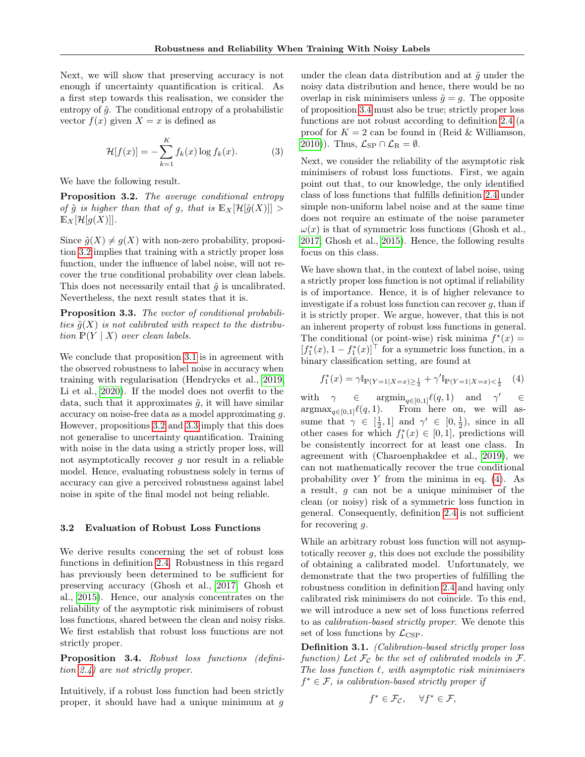Next, we will show that preserving accuracy is not enough if uncertainty quantification is critical. As a first step towards this realisation, we consider the entropy of $\tilde{g}$. The conditional entropy of a probabilistic vector $f(x)$ given $X = x$ is defined as

$$\mathcal{H}[f(x)] = -\sum_{k=1}^{K} f_k(x) \log f_k(x). \tag{3}$$

We have the following result.

**Proposition 3.2.** *The average conditional entropy of $\tilde{g}$ is higher than that of $g$, that is $\mathbb{E}_X[\mathcal{H}[\tilde{g}(X)]] > \mathbb{E}_X[\mathcal{H}[g(X)]]$.*

Since $\tilde{g}(X) \neq g(X)$ with non-zero probability, proposition 3.2 implies that training with a strictly proper loss function, under the influence of label noise, will not recover the true conditional probability over clean labels. This does not necessarily entail that $\tilde{g}$ is uncalibrated. Nevertheless, the next result states that it is.

**Proposition 3.3.** *The vector of conditional probabilities $\tilde{g}(X)$ is not calibrated with respect to the distribution $\mathbb{P}(Y \mid X)$ over clean labels.*

We conclude that proposition 3.1 is in agreement with the observed robustness to label noise in accuracy when training with regularisation (Hendrycks et al., 2019; Li et al., 2020). If the model does not overfit to the data, such that it approximates $\tilde{g}$, it will have similar accuracy on noise-free data as a model approximating $g$. However, propositions 3.2 and 3.3 imply that this does not generalise to uncertainty quantification. Training with noise in the data using a strictly proper loss, will not asymptotically recover $g$ nor result in a reliable model. Hence, evaluating robustness solely in terms of accuracy can give a perceived robustness against label noise in spite of the final model not being reliable.

### 3.2 Evaluation of Robust Loss Functions

We derive results concerning the set of robust loss functions in definition 2.4. Robustness in this regard has previously been determined to be sufficient for preserving accuracy (Ghosh et al., 2017; Ghosh et al., 2015). Hence, our analysis concentrates on the reliability of the asymptotic risk minimisers of robust loss functions, shared between the clean and noisy risks. We first establish that robust loss functions are not strictly proper.

**Proposition 3.4.** *Robust loss functions (definition 2.4) are not strictly proper.*

Intuitively, if a robust loss function had been strictly proper, it should have had a unique minimum at $g$ under the clean data distribution and at $\tilde{g}$ under the noisy data distribution and hence, there would be no overlap in risk minimisers unless $\tilde{g} = g$. The opposite of proposition 3.4 must also be true; strictly proper loss functions are not robust according to definition 2.4 (a proof for $K = 2$ can be found in (Reid & Williamson, 2010)). Thus, $\mathcal{L}_{\text{SP}} \cap \mathcal{L}_{\text{R}} = \emptyset$.

Next, we consider the reliability of the asymptotic risk minimisers of robust loss functions. First, we again point out that, to our knowledge, the only identified class of loss functions that fulfills definition 2.4 under simple non-uniform label noise and at the same time does not require an estimate of the noise parameter $\omega(x)$ is that of symmetric loss functions (Ghosh et al., 2017; Ghosh et al., 2015). Hence, the following results focus on this class.

We have shown that, in the context of label noise, using a strictly proper loss function is not optimal if reliability is of importance. Hence, it is of higher relevance to investigate if a robust loss function can recover $g$, than if it is strictly proper. We argue, however, that this is not an inherent property of robust loss functions in general. The conditional (or point-wise) risk minima $f^*(x) = [f_1^*(x), 1 - f_1^*(x)]^\top$ for a symmetric loss function, in a binary classification setting, are found at

$$f_1^*(x) = \gamma \mathbb{1}_{\mathbb{P}(Y=1|X=x) \geq \frac{1}{2}} + \gamma' \mathbb{1}_{\mathbb{P}(Y=1|X=x) < \frac{1}{2}} \tag{4}$$

with $\gamma \in \operatorname{argmin}_{q \in [0,1]} \ell(q, 1)$ and $\gamma' \in \operatorname{argmax}_{q \in [0,1]} \ell(q, 1)$. From here on, we will assume that $\gamma \in [\frac{1}{2}, 1]$ and $\gamma' \in [0, \frac{1}{2})$, since in all other cases for which $f_1^*(x) \in [0, 1]$, predictions will be consistently incorrect for at least one class. In agreement with (Charoenphakdee et al., 2019), we can not mathematically recover the true conditional probability over $Y$ from the minima in eq. (4). As a result, $g$ can not be a unique minimiser of the clean (or noisy) risk of a symmetric loss function in general. Consequently, definition 2.4 is not sufficient for recovering $g$.

While an arbitrary robust loss function will not asymptotically recover $g$, this does not exclude the possibility of obtaining a calibrated model. Unfortunately, we demonstrate that the two properties of fulfilling the robustness condition in definition 2.4 and having only calibrated risk minimisers do not coincide. To this end, we will introduce a new set of loss functions referred to as *calibration-based strictly proper*. We denote this set of loss functions by $\mathcal{L}_{\text{CSP}}$.

**Definition 3.1.** *(Calibration-based strictly proper loss function) Let $\mathcal{F}_{\mathcal{C}}$ be the set of calibrated models in $\mathcal{F}$. The loss function $\ell$, with asymptotic risk minimisers $f^* \in \mathcal{F}$, is calibration-based strictly proper if*

$$f^* \in \mathcal{F}_{\mathcal{C}}, \quad \forall f^* \in \mathcal{F},$$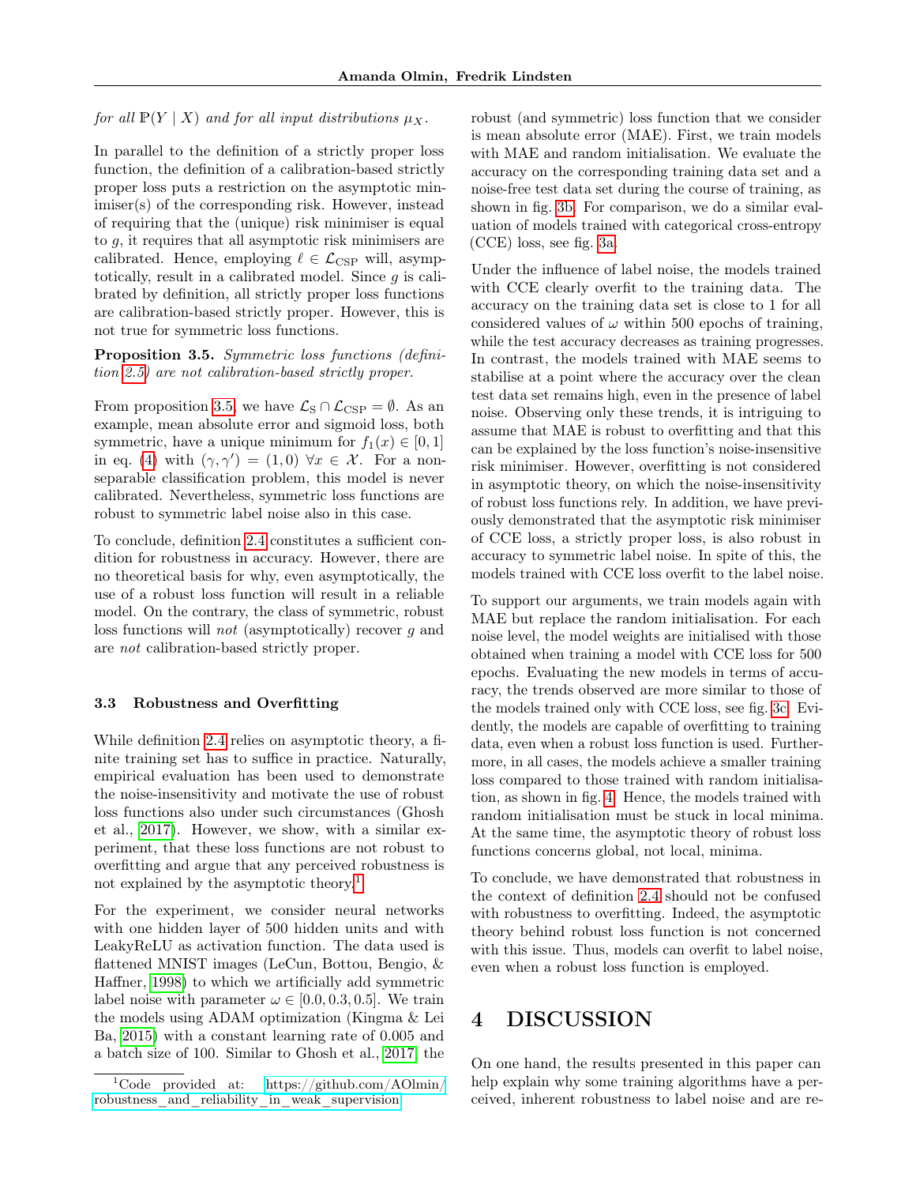*for all $\mathbb{P}(Y \mid X)$ and for all input distributions $\mu_X$.*

In parallel to the definition of a strictly proper loss function, the definition of a calibration-based strictly proper loss puts a restriction on the asymptotic minimiser(s) of the corresponding risk. However, instead of requiring that the (unique) risk minimiser is equal to $g$, it requires that all asymptotic risk minimisers are calibrated. Hence, employing $\ell \in \mathcal{L}_{\text{CSP}}$ will, asymptotically, result in a calibrated model. Since $g$ is calibrated by definition, all strictly proper loss functions are calibration-based strictly proper. However, this is not true for symmetric loss functions.

**Proposition 3.5.** *Symmetric loss functions (definition 2.5) are not calibration-based strictly proper.*

From proposition 3.5, we have $\mathcal{L}_{\text{S}} \cap \mathcal{L}_{\text{CSP}} = \emptyset$. As an example, mean absolute error and sigmoid loss, both symmetric, have a unique minimum for $f_1(x) \in [0,1]$ in eq. (4) with $(\gamma, \gamma') = (1, 0)$ $\forall x \in \mathcal{X}$. For a non-separable classification problem, this model is never calibrated. Nevertheless, symmetric loss functions are robust to symmetric label noise also in this case.

To conclude, definition 2.4 constitutes a sufficient condition for robustness in accuracy. However, there are no theoretical basis for why, even asymptotically, the use of a robust loss function will result in a reliable model. On the contrary, the class of symmetric, robust loss functions will *not* (asymptotically) recover $g$ and are *not* calibration-based strictly proper.

### 3.3 Robustness and Overfitting

While definition 2.4 relies on asymptotic theory, a finite training set has to suffice in practice. Naturally, empirical evaluation has been used to demonstrate the noise-insensitivity and motivate the use of robust loss functions also under such circumstances (Ghosh et al., 2017). However, we show, with a similar experiment, that these loss functions are not robust to overfitting and argue that any perceived robustness is not explained by the asymptotic theory.[1]

For the experiment, we consider neural networks with one hidden layer of 500 hidden units and with LeakyReLU as activation function. The data used is flattened MNIST images (LeCun, Bottou, Bengio, & Haffner, 1998) to which we artificially add symmetric label noise with parameter $\omega \in [0.0, 0.3, 0.5]$. We train the models using ADAM optimization (Kingma & Lei Ba, 2015) with a constant learning rate of 0.005 and a batch size of 100. Similar to Ghosh et al., 2017 the robust (and symmetric) loss function that we consider is mean absolute error (MAE). First, we train models with MAE and random initialisation. We evaluate the accuracy on the corresponding training data set and a noise-free test data set during the course of training, as shown in fig. 3b. For comparison, we do a similar evaluation of models trained with categorical cross-entropy (CCE) loss, see fig. 3a.

Under the influence of label noise, the models trained with CCE clearly overfit to the training data. The accuracy on the training data set is close to 1 for all considered values of $\omega$ within 500 epochs of training, while the test accuracy decreases as training progresses. In contrast, the models trained with MAE seems to stabilise at a point where the accuracy over the clean test data set remains high, even in the presence of label noise. Observing only these trends, it is intriguing to assume that MAE is robust to overfitting and that this can be explained by the loss function's noise-insensitive risk minimiser. However, overfitting is not considered in asymptotic theory, on which the noise-insensitivity of robust loss functions rely. In addition, we have previously demonstrated that the asymptotic risk minimiser of CCE loss, a strictly proper loss, is also robust in accuracy to symmetric label noise. In spite of this, the models trained with CCE loss overfit to the label noise.

To support our arguments, we train models again with MAE but replace the random initialisation. For each noise level, the model weights are initialised with those obtained when training a model with CCE loss for 500 epochs. Evaluating the new models in terms of accuracy, the trends observed are more similar to those of the models trained only with CCE loss, see fig. 3c. Evidently, the models are capable of overfitting to training data, even when a robust loss function is used. Furthermore, in all cases, the models achieve a smaller training loss compared to those trained with random initialisation, as shown in fig. 4. Hence, the models trained with random initialisation must be stuck in local minima. At the same time, the asymptotic theory of robust loss functions concerns global, not local, minima.

To conclude, we have demonstrated that robustness in the context of definition 2.4 should not be confused with robustness to overfitting. Indeed, the asymptotic theory behind robust loss function is not concerned with this issue. Thus, models can overfit to label noise, even when a robust loss function is employed.

# 4 DISCUSSION

On one hand, the results presented in this paper can help explain why some training algorithms have a perceived, inherent robustness to label noise and are re-

[1] Code provided at: https://github.com/AOlmin/robustness_and_reliability_in_weak_supervision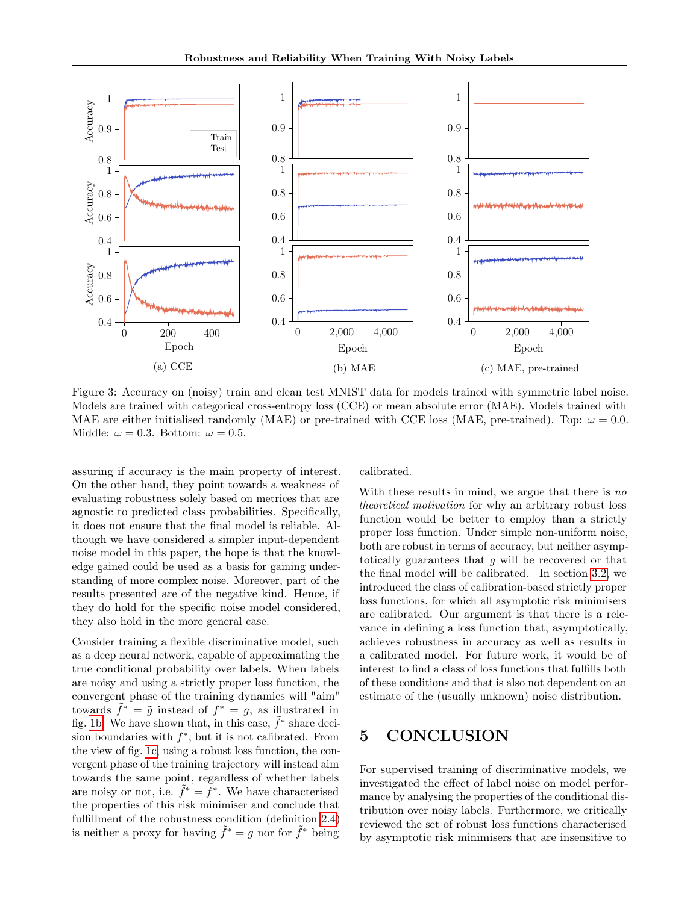Figure 3: Accuracy on (noisy) train and clean test MNIST data for models trained with symmetric label noise. Models are trained with categorical cross-entropy loss (CCE) or mean absolute error (MAE). Models trained with MAE are either initialised randomly (MAE) or pre-trained with CCE loss (MAE, pre-trained). Top: $\omega = 0.0$. Middle: $\omega = 0.3$. Bottom: $\omega = 0.5$.

assuring if accuracy is the main property of interest. On the other hand, they point towards a weakness of evaluating robustness solely based on metrices that are agnostic to predicted class probabilities. Specifically, it does not ensure that the final model is reliable. Although we have considered a simpler input-dependent noise model in this paper, the hope is that the knowledge gained could be used as a basis for gaining understanding of more complex noise. Moreover, part of the results presented are of the negative kind. Hence, if they do hold for the specific noise model considered, they also hold in the more general case.

Consider training a flexible discriminative model, such as a deep neural network, capable of approximating the true conditional probability over labels. When labels are noisy and using a strictly proper loss function, the convergent phase of the training dynamics will "aim" towards $\tilde{f}^* = \tilde{g}$ instead of $f^* = g$, as illustrated in fig. 1b. We have shown that, in this case, $\tilde{f}^*$ share decision boundaries with $f^*$, but it is not calibrated. From the view of fig. 1c, using a robust loss function, the convergent phase of the training trajectory will instead aim towards the same point, regardless of whether labels are noisy or not, i.e. $\tilde{f}^* = f^*$. We have characterised the properties of this risk minimiser and conclude that fulfillment of the robustness condition (definition 2.4) is neither a proxy for having $\tilde{f}^* = g$ nor for $\tilde{f}^*$ being calibrated.

With these results in mind, we argue that there is *no theoretical motivation* for why an arbitrary robust loss function would be better to employ than a strictly proper loss function. Under simple non-uniform noise, both are robust in terms of accuracy, but neither asymptotically guarantees that $g$ will be recovered or that the final model will be calibrated. In section 3.2, we introduced the class of calibration-based strictly proper loss functions, for which all asymptotic risk minimisers are calibrated. Our argument is that there is a relevance in defining a loss function that, asymptotically, achieves robustness in accuracy as well as results in a calibrated model. For future work, it would be of interest to find a class of loss functions that fulfills both of these conditions and that is also not dependent on an estimate of the (usually unknown) noise distribution.

# 5 CONCLUSION

For supervised training of discriminative models, we investigated the effect of label noise on model performance by analysing the properties of the conditional distribution over noisy labels. Furthermore, we critically reviewed the set of robust loss functions characterised by asymptotic risk minimisers that are insensitive to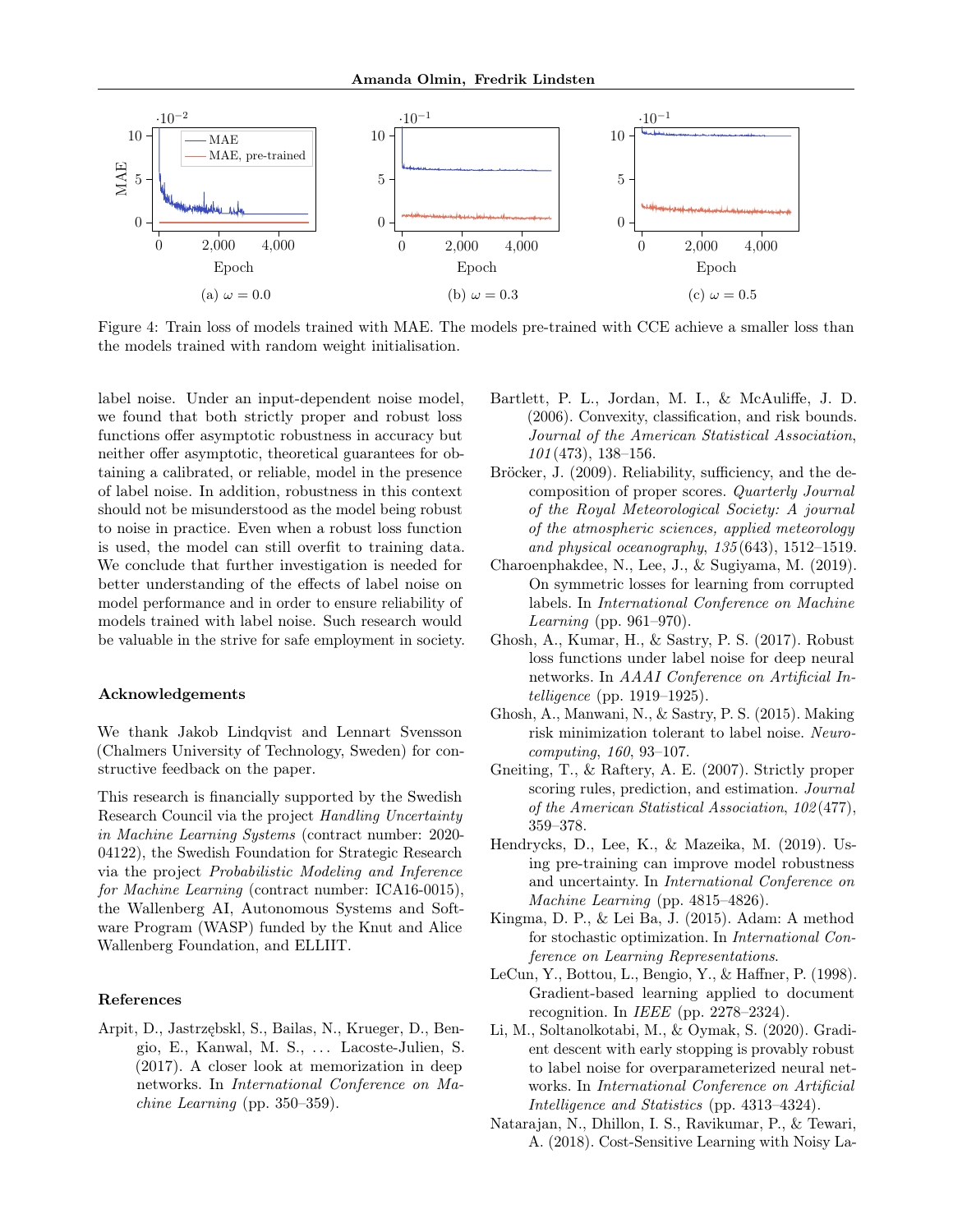(a) $\omega = 0.0$ (b) $\omega = 0.3$ (c) $\omega = 0.5$

Figure 4: Train loss of models trained with MAE. The models pre-trained with CCE achieve a smaller loss than the models trained with random weight initialisation.

label noise. Under an input-dependent noise model, we found that both strictly proper and robust loss functions offer asymptotic robustness in accuracy but neither offer asymptotic, theoretical guarantees for obtaining a calibrated, or reliable, model in the presence of label noise. In addition, robustness in this context should not be misunderstood as the model being robust to noise in practice. Even when a robust loss function is used, the model can still overfit to training data. We conclude that further investigation is needed for better understanding of the effects of label noise on model performance and in order to ensure reliability of models trained with label noise. Such research would be valuable in the strive for safe employment in society.

### Acknowledgements

We thank Jakob Lindqvist and Lennart Svensson (Chalmers University of Technology, Sweden) for constructive feedback on the paper.

This research is financially supported by the Swedish Research Council via the project *Handling Uncertainty in Machine Learning Systems* (contract number: 2020-04122), the Swedish Foundation for Strategic Research via the project *Probabilistic Modeling and Inference for Machine Learning* (contract number: ICA16-0015), the Wallenberg AI, Autonomous Systems and Software Program (WASP) funded by the Knut and Alice Wallenberg Foundation, and ELLIIT.

### References

Arpit, D., Jastrzębskl, S., Bailas, N., Krueger, D., Bengio, E., Kanwal, M. S., ... Lacoste-Julien, S. (2017). A closer look at memorization in deep networks. In *International Conference on Machine Learning* (pp. 350–359).

Bartlett, P. L., Jordan, M. I., & McAuliffe, J. D. (2006). Convexity, classification, and risk bounds. *Journal of the American Statistical Association*, *101*(473), 138–156.

Bröcker, J. (2009). Reliability, sufficiency, and the decomposition of proper scores. *Quarterly Journal of the Royal Meteorological Society: A journal of the atmospheric sciences, applied meteorology and physical oceanography*, *135*(643), 1512–1519.

Charoenphakdee, N., Lee, J., & Sugiyama, M. (2019). On symmetric losses for learning from corrupted labels. In *International Conference on Machine Learning* (pp. 961–970).

Ghosh, A., Kumar, H., & Sastry, P. S. (2017). Robust loss functions under label noise for deep neural networks. In *AAAI Conference on Artificial Intelligence* (pp. 1919–1925).

Ghosh, A., Manwani, N., & Sastry, P. S. (2015). Making risk minimization tolerant to label noise. *Neurocomputing*, *160*, 93–107.

Gneiting, T., & Raftery, A. E. (2007). Strictly proper scoring rules, prediction, and estimation. *Journal of the American Statistical Association*, *102*(477), 359–378.

Hendrycks, D., Lee, K., & Mazeika, M. (2019). Using pre-training can improve model robustness and uncertainty. In *International Conference on Machine Learning* (pp. 4815–4826).

Kingma, D. P., & Lei Ba, J. (2015). Adam: A method for stochastic optimization. In *International Conference on Learning Representations*.

LeCun, Y., Bottou, L., Bengio, Y., & Haffner, P. (1998). Gradient-based learning applied to document recognition. In *IEEE* (pp. 2278–2324).

Li, M., Soltanolkotabi, M., & Oymak, S. (2020). Gradient descent with early stopping is provably robust to label noise for overparameterized neural networks. In *International Conference on Artificial Intelligence and Statistics* (pp. 4313–4324).

Natarajan, N., Dhillon, I. S., Ravikumar, P., & Tewari, A. (2018). Cost-Sensitive Learning with Noisy La-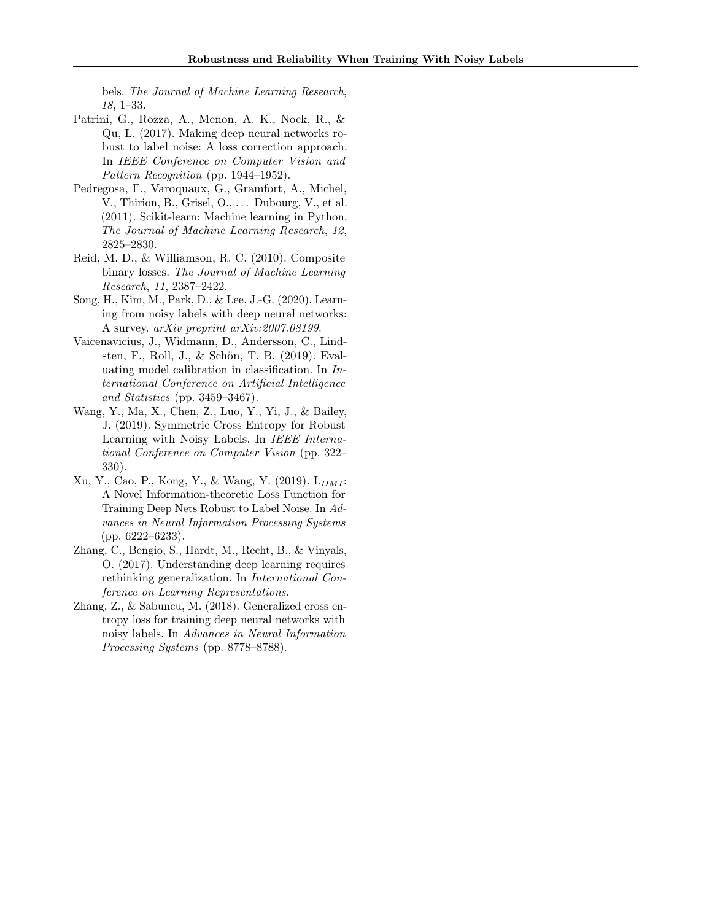bels. *The Journal of Machine Learning Research*, *18*, 1–33.

Patrini, G., Rozza, A., Menon, A. K., Nock, R., & Qu, L. (2017). Making deep neural networks robust to label noise: A loss correction approach. In *IEEE Conference on Computer Vision and Pattern Recognition* (pp. 1944–1952).

Pedregosa, F., Varoquaux, G., Gramfort, A., Michel, V., Thirion, B., Grisel, O., ... Dubourg, V., et al. (2011). Scikit-learn: Machine learning in Python. *The Journal of Machine Learning Research*, *12*, 2825–2830.

Reid, M. D., & Williamson, R. C. (2010). Composite binary losses. *The Journal of Machine Learning Research*, *11*, 2387–2422.

Song, H., Kim, M., Park, D., & Lee, J.-G. (2020). Learning from noisy labels with deep neural networks: A survey. *arXiv preprint arXiv:2007.08199*.

Vaicenavicius, J., Widmann, D., Andersson, C., Lindsten, F., Roll, J., & Schön, T. B. (2019). Evaluating model calibration in classification. In *International Conference on Artificial Intelligence and Statistics* (pp. 3459–3467).

Wang, Y., Ma, X., Chen, Z., Luo, Y., Yi, J., & Bailey, J. (2019). Symmetric Cross Entropy for Robust Learning with Noisy Labels. In *IEEE International Conference on Computer Vision* (pp. 322–330).

Xu, Y., Cao, P., Kong, Y., & Wang, Y. (2019). $L_{DMI}$: A Novel Information-theoretic Loss Function for Training Deep Nets Robust to Label Noise. In *Advances in Neural Information Processing Systems* (pp. 6222–6233).

Zhang, C., Bengio, S., Hardt, M., Recht, B., & Vinyals, O. (2017). Understanding deep learning requires rethinking generalization. In *International Conference on Learning Representations*.

Zhang, Z., & Sabuncu, M. (2018). Generalized cross entropy loss for training deep neural networks with noisy labels. In *Advances in Neural Information Processing Systems* (pp. 8778–8788).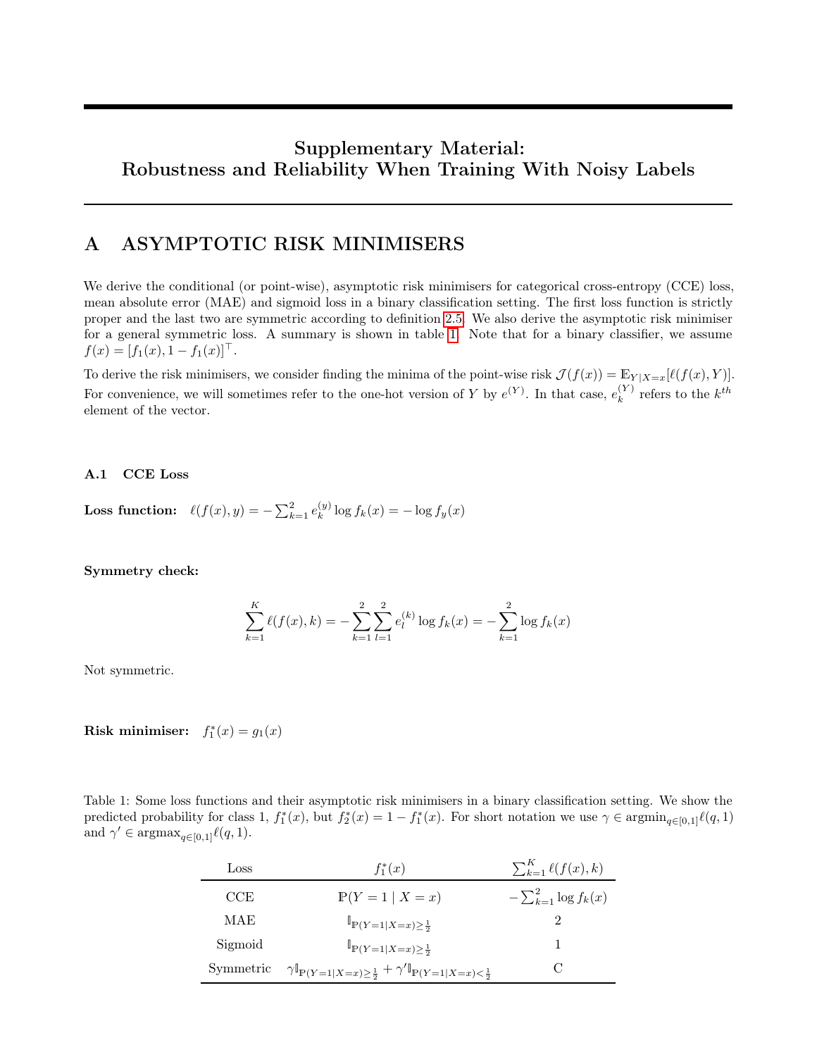# Supplementary Material: Robustness and Reliability When Training With Noisy Labels

## A ASYMPTOTIC RISK MINIMISERS

We derive the conditional (or point-wise), asymptotic risk minimisers for categorical cross-entropy (CCE) loss, mean absolute error (MAE) and sigmoid loss in a binary classification setting. The first loss function is strictly proper and the last two are symmetric according to definition 2.5. We also derive the asymptotic risk minimiser for a general symmetric loss. A summary is shown in table 1. Note that for a binary classifier, we assume $f(x) = [f_1(x), 1 - f_1(x)]^\top$.

To derive the risk minimisers, we consider finding the minima of the point-wise risk $\mathcal{J}(f(x)) = \mathbb{E}_{Y|X=x}[\ell(f(x), Y)]$. For convenience, we will sometimes refer to the one-hot version of $Y$ by $e^{(Y)}$. In that case, $e_k^{(Y)}$ refers to the $k^{th}$ element of the vector.

### A.1 CCE Loss

**Loss function:** $\ell(f(x), y) = -\sum_{k=1}^{2} e_k^{(y)} \log f_k(x) = -\log f_y(x)$

**Symmetry check:**

$$\sum_{k=1}^{K} \ell(f(x), k) = -\sum_{k=1}^{2} \sum_{l=1}^{2} e_l^{(k)} \log f_k(x) = -\sum_{k=1}^{2} \log f_k(x)$$

Not symmetric.

**Risk minimiser:** $f_1^*(x) = g_1(x)$

Table 1: Some loss functions and their asymptotic risk minimisers in a binary classification setting. We show the predicted probability for class 1, $f_1^*(x)$, but $f_2^*(x) = 1 - f_1^*(x)$. For short notation we use $\gamma \in \text{argmin}_{q \in [0,1]} \ell(q, 1)$ and $\gamma' \in \text{argmax}_{q \in [0,1]} \ell(q, 1)$.

| Loss | $f_1^*(x)$ | $\sum_{k=1}^{K} \ell(f(x), k)$ |
|---|---|---|
| CCE | $\mathbb{P}(Y = 1 \mid X = x)$ | $-\sum_{k=1}^{2} \log f_k(x)$ |
| MAE | $\mathbb{I}_{\mathbb{P}(Y=1\mid X=x) \geq \frac{1}{2}}$ | 2 |
| Sigmoid | $\mathbb{I}_{\mathbb{P}(Y=1\mid X=x) \geq \frac{1}{2}}$ | 1 |
| Symmetric | $\gamma \mathbb{I}_{\mathbb{P}(Y=1\mid X=x) \geq \frac{1}{2}} + \gamma' \mathbb{I}_{\mathbb{P}(Y=1\mid X=x) < \frac{1}{2}}$ | C |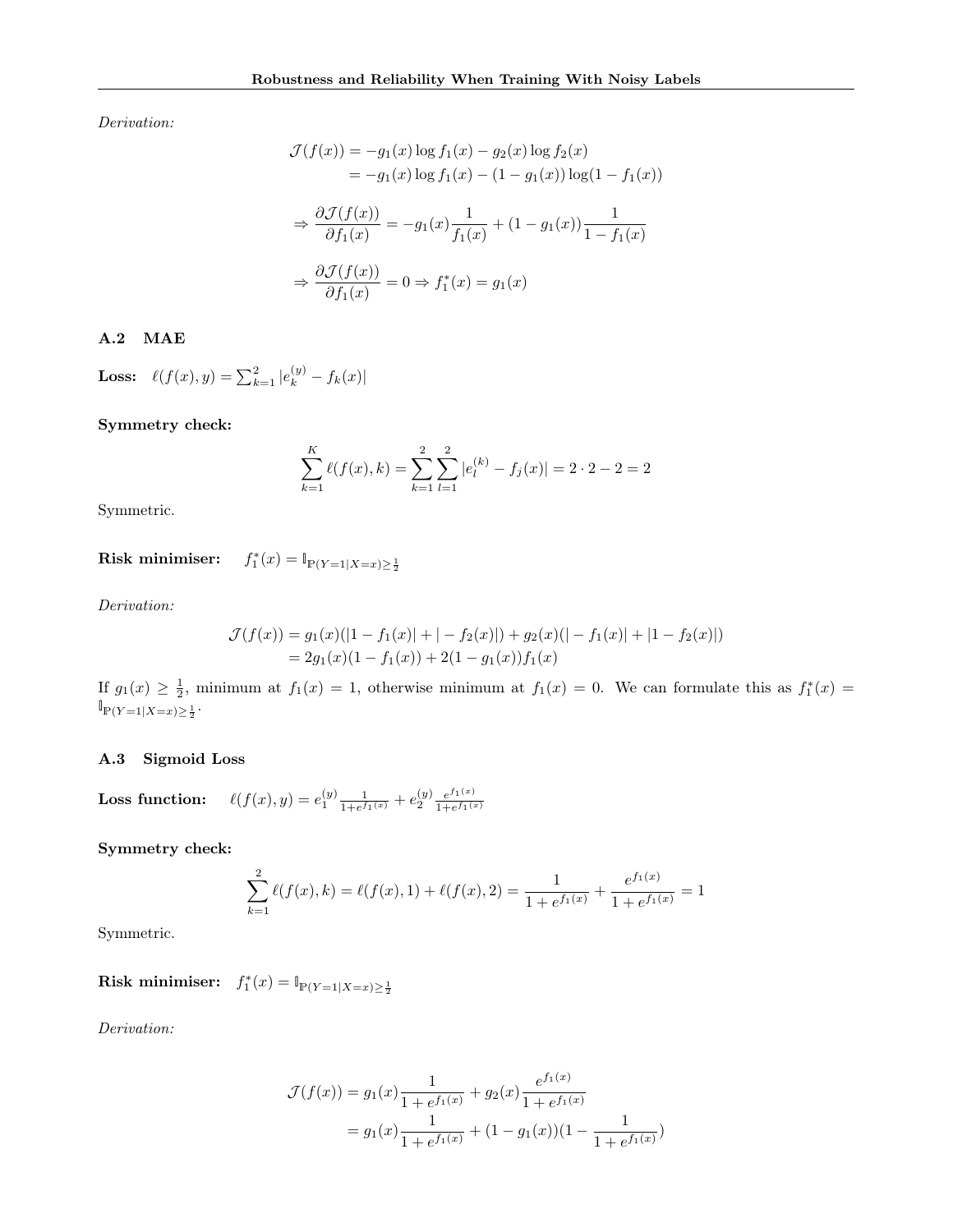*Derivation:*

$$
\begin{aligned}
\mathcal{J}(f(x)) &= -g_1(x)\log f_1(x) - g_2(x)\log f_2(x) \\
&= -g_1(x)\log f_1(x) - (1-g_1(x))\log(1-f_1(x))
\end{aligned}
$$

$$
\Rightarrow \frac{\partial \mathcal{J}(f(x))}{\partial f_1(x)} = -g_1(x)\frac{1}{f_1(x)} + (1-g_1(x))\frac{1}{1-f_1(x)}
$$

$$
\Rightarrow \frac{\partial \mathcal{J}(f(x))}{\partial f_1(x)} = 0 \Rightarrow f_1^*(x) = g_1(x)
$$

### A.2 MAE

**Loss:** $\ell(f(x), y) = \sum_{k=1}^{2} |e_k^{(y)} - f_k(x)|$

**Symmetry check:**

$$
\sum_{k=1}^{K} \ell(f(x), k) = \sum_{k=1}^{2}\sum_{l=1}^{2} |e_l^{(k)} - f_j(x)| = 2 \cdot 2 - 2 = 2
$$

Symmetric.

**Risk minimiser:** $f_1^*(x) = \mathbb{I}_{\mathbb{P}(Y=1|X=x)\geq \frac{1}{2}}$

*Derivation:*

$$
\begin{aligned}
\mathcal{J}(f(x)) &= g_1(x)(|1-f_1(x)| + |-f_2(x)|) + g_2(x)(|-f_1(x)| + |1-f_2(x)|) \\
&= 2g_1(x)(1-f_1(x)) + 2(1-g_1(x))f_1(x)
\end{aligned}
$$

If $g_1(x) \geq \frac{1}{2}$, minimum at $f_1(x) = 1$, otherwise minimum at $f_1(x) = 0$. We can formulate this as $f_1^*(x) = \mathbb{I}_{\mathbb{P}(Y=1|X=x)\geq \frac{1}{2}}$.

### A.3 Sigmoid Loss

**Loss function:** $\ell(f(x), y) = e_1^{(y)} \frac{1}{1+e^{f_1(x)}} + e_2^{(y)} \frac{e^{f_1(x)}}{1+e^{f_1(x)}}$

**Symmetry check:**

$$
\sum_{k=1}^{2} \ell(f(x), k) = \ell(f(x), 1) + \ell(f(x), 2) = \frac{1}{1+e^{f_1(x)}} + \frac{e^{f_1(x)}}{1+e^{f_1(x)}} = 1
$$

Symmetric.

**Risk minimiser:** $f_1^*(x) = \mathbb{I}_{\mathbb{P}(Y=1|X=x)\geq \frac{1}{2}}$

*Derivation:*

$$
\begin{aligned}
\mathcal{J}(f(x)) &= g_1(x)\frac{1}{1+e^{f_1(x)}} + g_2(x)\frac{e^{f_1(x)}}{1+e^{f_1(x)}} \\
&= g_1(x)\frac{1}{1+e^{f_1(x)}} + (1-g_1(x))(1 - \frac{1}{1+e^{f_1(x)}})
\end{aligned}
$$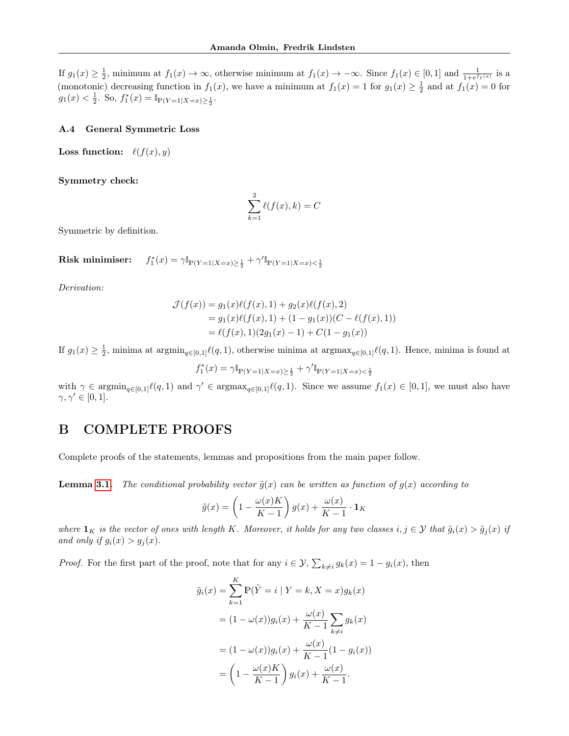If $g_1(x) \geq \frac{1}{2}$, minimum at $f_1(x) \to \infty$, otherwise minimum at $f_1(x) \to -\infty$. Since $f_1(x) \in [0,1]$ and $\frac{1}{1+e^{f_1(x)}}$ is a (monotonic) decreasing function in $f_1(x)$, we have a minimum at $f_1(x) = 1$ for $g_1(x) \geq \frac{1}{2}$ and at $f_1(x) = 0$ for $g_1(x) < \frac{1}{2}$. So, $f_1^*(x) = \mathbb{1}_{\mathbb{P}(Y=1|X=x) \geq \frac{1}{2}}$.

### A.4 General Symmetric Loss

**Loss function:** $\ell(f(x), y)$

**Symmetry check:**

$$\sum_{k=1}^{2} \ell(f(x), k) = C$$

Symmetric by definition.

**Risk minimiser:** $f_1^*(x) = \gamma \mathbb{1}_{\mathbb{P}(Y=1|X=x) \geq \frac{1}{2}} + \gamma' \mathbb{1}_{\mathbb{P}(Y=1|X=x) < \frac{1}{2}}$

*Derivation:*

$$\begin{aligned}
\mathcal{J}(f(x)) &= g_1(x)\ell(f(x), 1) + g_2(x)\ell(f(x), 2) \\
&= g_1(x)\ell(f(x), 1) + (1 - g_1(x))(C - \ell(f(x), 1)) \\
&= \ell(f(x), 1)(2g_1(x) - 1) + C(1 - g_1(x))
\end{aligned}$$

If $g_1(x) \geq \frac{1}{2}$, minima at $\text{argmin}_{q \in [0,1]} \ell(q, 1)$, otherwise minima at $\text{argmax}_{q \in [0,1]} \ell(q, 1)$. Hence, minima is found at

$$f_1^*(x) = \gamma \mathbb{1}_{\mathbb{P}(Y=1|X=x) \geq \frac{1}{2}} + \gamma' \mathbb{1}_{\mathbb{P}(Y=1|X=x) < \frac{1}{2}}$$

with $\gamma \in \text{argmin}_{q \in [0,1]} \ell(q, 1)$ and $\gamma' \in \text{argmax}_{q \in [0,1]} \ell(q, 1)$. Since we assume $f_1(x) \in [0,1]$, we must also have $\gamma, \gamma' \in [0,1]$.

# B COMPLETE PROOFS

Complete proofs of the statements, lemmas and propositions from the main paper follow.

**Lemma 3.1.** *The conditional probability vector $\tilde{g}(x)$ can be written as function of $g(x)$ according to*

$$\tilde{g}(x) = \left(1 - \frac{\omega(x)K}{K-1}\right) g(x) + \frac{\omega(x)}{K-1} \cdot \mathbf{1}_K$$

*where $\mathbf{1}_K$ is the vector of ones with length $K$. Moreover, it holds for any two classes $i, j \in \mathcal{Y}$ that $\tilde{g}_i(x) > \tilde{g}_j(x)$ if and only if $g_i(x) > g_j(x)$.*

*Proof.* For the first part of the proof, note that for any $i \in \mathcal{Y}$, $\sum_{k \neq i} g_k(x) = 1 - g_i(x)$, then

$$\begin{aligned}
\tilde{g}_i(x) &= \sum_{k=1}^{K} \mathbb{P}(\tilde{Y} = i \mid Y = k, X = x) g_k(x) \\
&= (1 - \omega(x)) g_i(x) + \frac{\omega(x)}{K-1} \sum_{k \neq i} g_k(x) \\
&= (1 - \omega(x)) g_i(x) + \frac{\omega(x)}{K-1} (1 - g_i(x)) \\
&= \left(1 - \frac{\omega(x)K}{K-1}\right) g_i(x) + \frac{\omega(x)}{K-1}.
\end{aligned}$$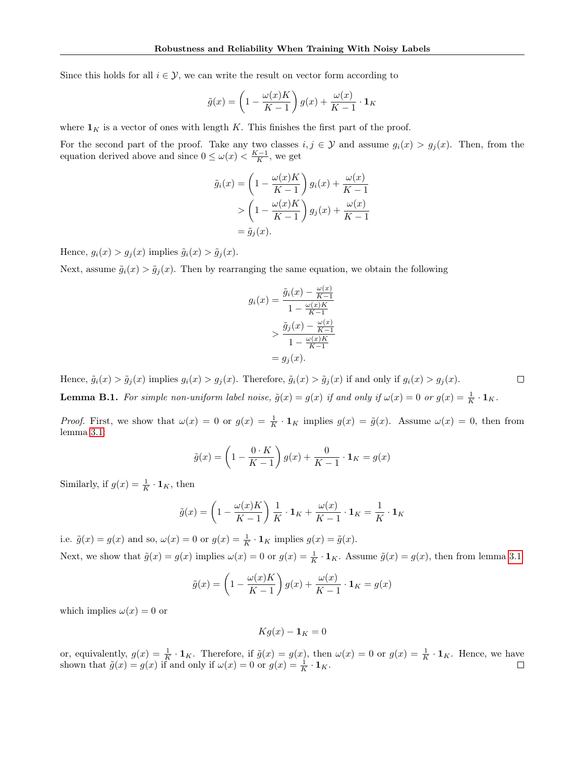Since this holds for all $i \in \mathcal{Y}$, we can write the result on vector form according to

$$\tilde{g}(x) = \left(1 - \frac{\omega(x)K}{K-1}\right) g(x) + \frac{\omega(x)}{K-1} \cdot \mathbf{1}_K$$

where $\mathbf{1}_K$ is a vector of ones with length $K$. This finishes the first part of the proof.

For the second part of the proof. Take any two classes $i, j \in \mathcal{Y}$ and assume $g_i(x) > g_j(x)$. Then, from the equation derived above and since $0 \leq \omega(x) < \frac{K-1}{K}$, we get

$$\begin{aligned}
\tilde{g}_i(x) &= \left(1 - \frac{\omega(x)K}{K-1}\right) g_i(x) + \frac{\omega(x)}{K-1} \\
&> \left(1 - \frac{\omega(x)K}{K-1}\right) g_j(x) + \frac{\omega(x)}{K-1} \\
&= \tilde{g}_j(x).
\end{aligned}$$

Hence, $g_i(x) > g_j(x)$ implies $\tilde{g}_i(x) > \tilde{g}_j(x)$.

Next, assume $\tilde{g}_i(x) > \tilde{g}_j(x)$. Then by rearranging the same equation, we obtain the following

$$\begin{aligned}
g_i(x) &= \frac{\tilde{g}_i(x) - \frac{\omega(x)}{K-1}}{1 - \frac{\omega(x)K}{K-1}} \\
&> \frac{\tilde{g}_j(x) - \frac{\omega(x)}{K-1}}{1 - \frac{\omega(x)K}{K-1}} \\
&= g_j(x).
\end{aligned}$$

Hence, $\tilde{g}_i(x) > \tilde{g}_j(x)$ implies $g_i(x) > g_j(x)$. Therefore, $\tilde{g}_i(x) > \tilde{g}_j(x)$ if and only if $g_i(x) > g_j(x)$. ∎

**Lemma B.1.** *For simple non-uniform label noise, $\tilde{g}(x) = g(x)$ if and only if $\omega(x) = 0$ or $g(x) = \frac{1}{K} \cdot \mathbf{1}_K$.*

*Proof.* First, we show that $\omega(x) = 0$ or $g(x) = \frac{1}{K} \cdot \mathbf{1}_K$ implies $g(x) = \tilde{g}(x)$. Assume $\omega(x) = 0$, then from lemma 3.1

$$\tilde{g}(x) = \left(1 - \frac{0 \cdot K}{K-1}\right) g(x) + \frac{0}{K-1} \cdot \mathbf{1}_K = g(x)$$

Similarly, if $g(x) = \frac{1}{K} \cdot \mathbf{1}_K$, then

$$\tilde{g}(x) = \left(1 - \frac{\omega(x)K}{K-1}\right) \frac{1}{K} \cdot \mathbf{1}_K + \frac{\omega(x)}{K-1} \cdot \mathbf{1}_K = \frac{1}{K} \cdot \mathbf{1}_K$$

i.e. $\tilde{g}(x) = g(x)$ and so, $\omega(x) = 0$ or $g(x) = \frac{1}{K} \cdot \mathbf{1}_K$ implies $g(x) = \tilde{g}(x)$.

Next, we show that $\tilde{g}(x) = g(x)$ implies $\omega(x) = 0$ or $g(x) = \frac{1}{K} \cdot \mathbf{1}_K$. Assume $\tilde{g}(x) = g(x)$, then from lemma 3.1

$$\tilde{g}(x) = \left(1 - \frac{\omega(x)K}{K-1}\right) g(x) + \frac{\omega(x)}{K-1} \cdot \mathbf{1}_K = g(x)$$

which implies $\omega(x) = 0$ or

$$Kg(x) - \mathbf{1}_K = 0$$

or, equivalently, $g(x) = \frac{1}{K} \cdot \mathbf{1}_K$. Therefore, if $\tilde{g}(x) = g(x)$, then $\omega(x) = 0$ or $g(x) = \frac{1}{K} \cdot \mathbf{1}_K$. Hence, we have shown that $\tilde{g}(x) = g(x)$ if and only if $\omega(x) = 0$ or $g(x) = \frac{1}{K} \cdot \mathbf{1}_K$. ∎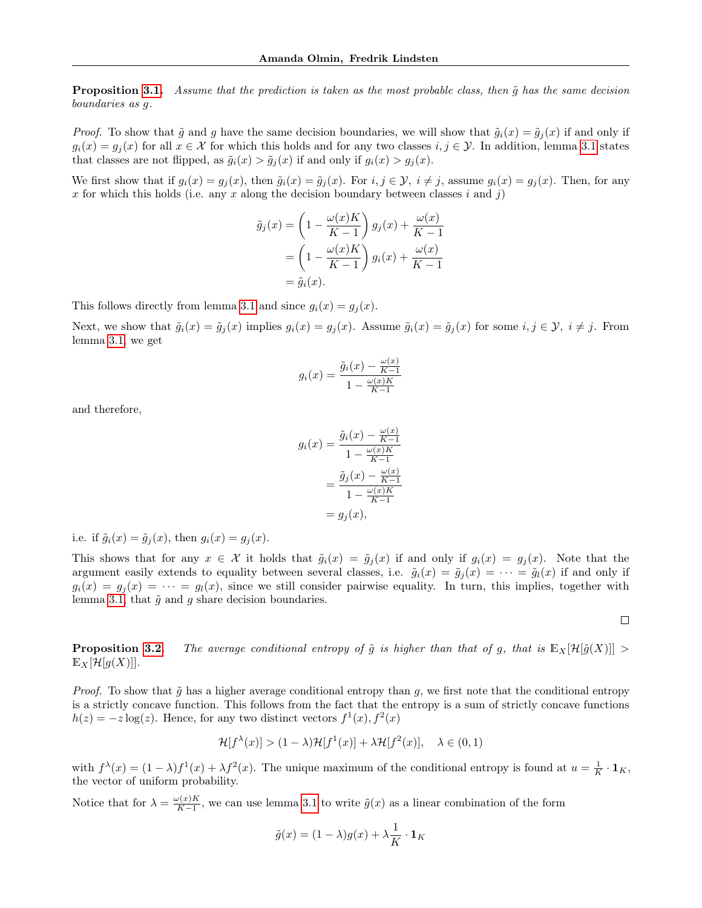**Proposition 3.1.** *Assume that the prediction is taken as the most probable class, then $\tilde{g}$ has the same decision boundaries as $g$.*

*Proof.* To show that $\tilde{g}$ and $g$ have the same decision boundaries, we will show that $\tilde{g}_i(x) = \tilde{g}_j(x)$ if and only if $g_i(x) = g_j(x)$ for all $x \in \mathcal{X}$ for which this holds and for any two classes $i, j \in \mathcal{Y}$. In addition, lemma 3.1 states that classes are not flipped, as $\tilde{g}_i(x) > \tilde{g}_j(x)$ if and only if $g_i(x) > g_j(x)$.

We first show that if $g_i(x) = g_j(x)$, then $\tilde{g}_i(x) = \tilde{g}_j(x)$. For $i, j \in \mathcal{Y},\ i \neq j$, assume $g_i(x) = g_j(x)$. Then, for any $x$ for which this holds (i.e. any $x$ along the decision boundary between classes $i$ and $j$)

$$
\begin{aligned}
\tilde{g}_j(x) &= \left(1 - \frac{\omega(x)K}{K-1}\right) g_j(x) + \frac{\omega(x)}{K-1} \\
&= \left(1 - \frac{\omega(x)K}{K-1}\right) g_i(x) + \frac{\omega(x)}{K-1} \\
&= \tilde{g}_i(x).
\end{aligned}
$$

This follows directly from lemma 3.1 and since $g_i(x) = g_j(x)$.

Next, we show that $\tilde{g}_i(x) = \tilde{g}_j(x)$ implies $g_i(x) = g_j(x)$. Assume $\tilde{g}_i(x) = \tilde{g}_j(x)$ for some $i, j \in \mathcal{Y},\ i \neq j$. From lemma 3.1, we get

$$
g_i(x) = \frac{\tilde{g}_i(x) - \frac{\omega(x)}{K-1}}{1 - \frac{\omega(x)K}{K-1}}
$$

and therefore,

$$
\begin{aligned}
g_i(x) &= \frac{\tilde{g}_i(x) - \frac{\omega(x)}{K-1}}{1 - \frac{\omega(x)K}{K-1}} \\
&= \frac{\tilde{g}_j(x) - \frac{\omega(x)}{K-1}}{1 - \frac{\omega(x)K}{K-1}} \\
&= g_j(x),
\end{aligned}
$$

i.e. if $\tilde{g}_i(x) = \tilde{g}_j(x)$, then $g_i(x) = g_j(x)$.

This shows that for any $x \in \mathcal{X}$ it holds that $\tilde{g}_i(x) = \tilde{g}_j(x)$ if and only if $g_i(x) = g_j(x)$. Note that the argument easily extends to equality between several classes, i.e. $\tilde{g}_i(x) = \tilde{g}_j(x) = \cdots = \tilde{g}_l(x)$ if and only if $g_i(x) = g_j(x) = \cdots = g_l(x)$, since we still consider pairwise equality. In turn, this implies, together with lemma 3.1, that $\tilde{g}$ and $g$ share decision boundaries.

$\square$

**Proposition 3.2.** *The average conditional entropy of $\tilde{g}$ is higher than that of $g$, that is $\mathbb{E}_X[\mathcal{H}[\tilde{g}(X)]] > \mathbb{E}_X[\mathcal{H}[g(X)]]$.*

*Proof.* To show that $\tilde{g}$ has a higher average conditional entropy than $g$, we first note that the conditional entropy is a strictly concave function. This follows from the fact that the entropy is a sum of strictly concave functions $h(z) = -z\log(z)$. Hence, for any two distinct vectors $f^1(x), f^2(x)$

$$
\mathcal{H}[f^\lambda(x)] > (1-\lambda)\mathcal{H}[f^1(x)] + \lambda\mathcal{H}[f^2(x)], \quad \lambda \in (0,1)
$$

with $f^\lambda(x) = (1-\lambda)f^1(x) + \lambda f^2(x)$. The unique maximum of the conditional entropy is found at $u = \frac{1}{K} \cdot \mathbf{1}_K$, the vector of uniform probability.

Notice that for $\lambda = \frac{\omega(x)K}{K-1}$, we can use lemma 3.1 to write $\tilde{g}(x)$ as a linear combination of the form

$$
\tilde{g}(x) = (1-\lambda)g(x) + \lambda\frac{1}{K} \cdot \mathbf{1}_K
$$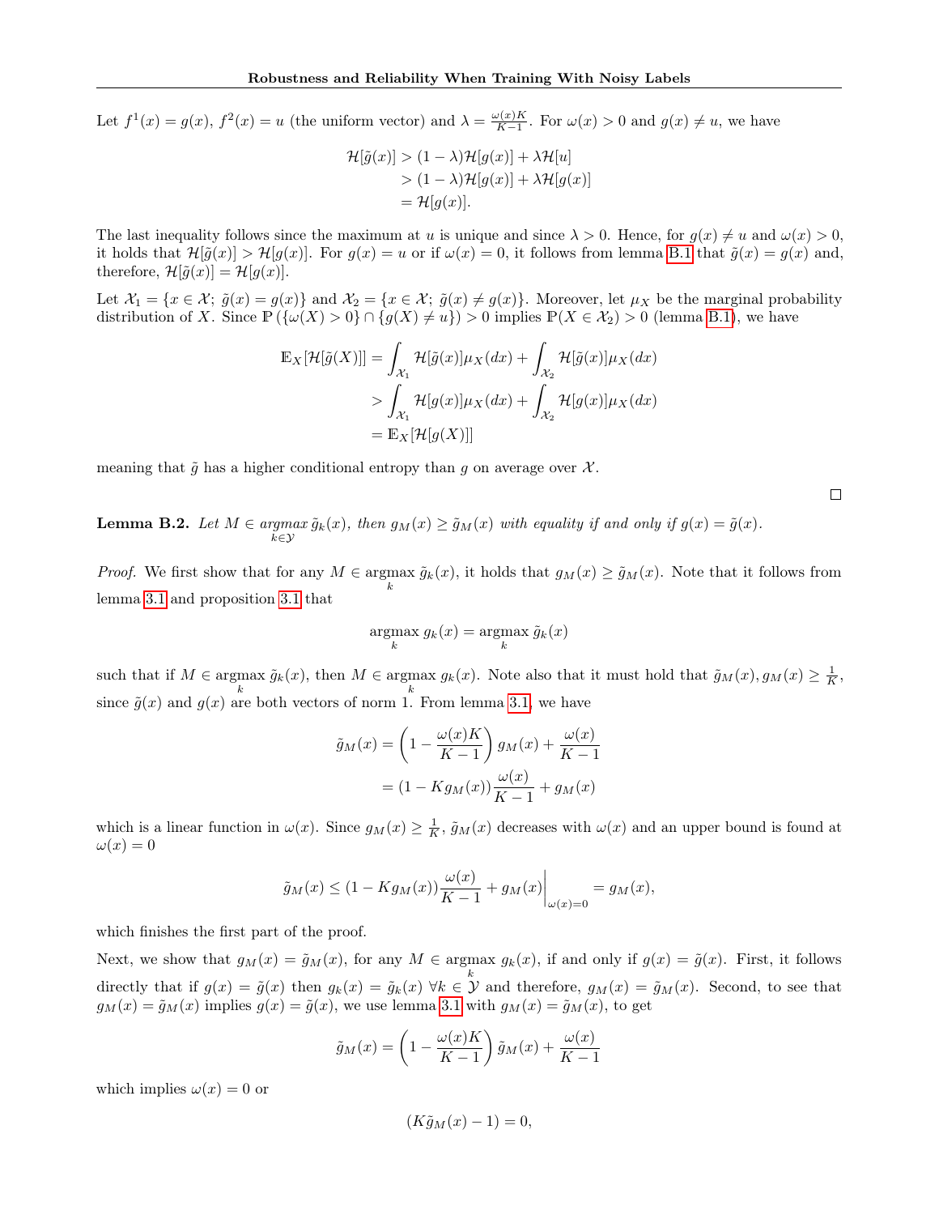Let $f^1(x) = g(x)$, $f^2(x) = u$ (the uniform vector) and $\lambda = \frac{\omega(x)K}{K-1}$. For $\omega(x) > 0$ and $g(x) \neq u$, we have

$$
\begin{aligned}
\mathcal{H}[\tilde{g}(x)] &> (1-\lambda)\mathcal{H}[g(x)] + \lambda\mathcal{H}[u] \\
&> (1-\lambda)\mathcal{H}[g(x)] + \lambda\mathcal{H}[g(x)] \\
&= \mathcal{H}[g(x)].
\end{aligned}
$$

The last inequality follows since the maximum at $u$ is unique and since $\lambda > 0$. Hence, for $g(x) \neq u$ and $\omega(x) > 0$, it holds that $\mathcal{H}[\tilde{g}(x)] > \mathcal{H}[g(x)]$. For $g(x) = u$ or if $\omega(x) = 0$, it follows from lemma B.1 that $\tilde{g}(x) = g(x)$ and, therefore, $\mathcal{H}[\tilde{g}(x)] = \mathcal{H}[g(x)]$.

Let $\mathcal{X}_1 = \{x \in \mathcal{X};\ \tilde{g}(x) = g(x)\}$ and $\mathcal{X}_2 = \{x \in \mathcal{X};\ \tilde{g}(x) \neq g(x)\}$. Moreover, let $\mu_X$ be the marginal probability distribution of $X$. Since $\mathbb{P}(\{\omega(X) > 0\} \cap \{g(X) \neq u\}) > 0$ implies $\mathbb{P}(X \in \mathcal{X}_2) > 0$ (lemma B.1), we have

$$
\begin{aligned}
\mathbb{E}_X[\mathcal{H}[\tilde{g}(X)]] &= \int_{\mathcal{X}_1} \mathcal{H}[\tilde{g}(x)]\mu_X(dx) + \int_{\mathcal{X}_2} \mathcal{H}[\tilde{g}(x)]\mu_X(dx) \\
&> \int_{\mathcal{X}_1} \mathcal{H}[g(x)]\mu_X(dx) + \int_{\mathcal{X}_2} \mathcal{H}[g(x)]\mu_X(dx) \\
&= \mathbb{E}_X[\mathcal{H}[g(X)]]
\end{aligned}
$$

meaning that $\tilde{g}$ has a higher conditional entropy than $g$ on average over $\mathcal{X}$.

□

**Lemma B.2.** *Let $M \in \underset{k \in \mathcal{Y}}{\operatorname{argmax}}\, \tilde{g}_k(x)$, then $g_M(x) \geq \tilde{g}_M(x)$ with equality if and only if $g(x) = \tilde{g}(x)$.*

*Proof.* We first show that for any $M \in \operatorname{argmax}_k \tilde{g}_k(x)$, it holds that $g_M(x) \geq \tilde{g}_M(x)$. Note that it follows from lemma 3.1 and proposition 3.1 that

$$
\operatorname*{argmax}_k g_k(x) = \operatorname*{argmax}_k \tilde{g}_k(x)
$$

such that if $M \in \operatorname{argmax}_k \tilde{g}_k(x)$, then $M \in \operatorname{argmax}_k g_k(x)$. Note also that it must hold that $\tilde{g}_M(x), g_M(x) \geq \frac{1}{K}$, since $\tilde{g}(x)$ and $g(x)$ are both vectors of norm 1. From lemma 3.1, we have

$$
\begin{aligned}
\tilde{g}_M(x) &= \left(1 - \frac{\omega(x)K}{K-1}\right) g_M(x) + \frac{\omega(x)}{K-1} \\
&= (1 - Kg_M(x))\frac{\omega(x)}{K-1} + g_M(x)
\end{aligned}
$$

which is a linear function in $\omega(x)$. Since $g_M(x) \geq \frac{1}{K}$, $\tilde{g}_M(x)$ decreases with $\omega(x)$ and an upper bound is found at $\omega(x) = 0$

$$
\tilde{g}_M(x) \leq (1 - Kg_M(x))\frac{\omega(x)}{K-1} + g_M(x)\bigg|_{\omega(x)=0} = g_M(x),
$$

which finishes the first part of the proof.

Next, we show that $g_M(x) = \tilde{g}_M(x)$, for any $M \in \operatorname{argmax}_k g_k(x)$, if and only if $g(x) = \tilde{g}(x)$. First, it follows directly that if $g(x) = \tilde{g}(x)$ then $g_k(x) = \tilde{g}_k(x)\ \forall k \in \mathcal{Y}$ and therefore, $g_M(x) = \tilde{g}_M(x)$. Second, to see that $g_M(x) = \tilde{g}_M(x)$ implies $g(x) = \tilde{g}(x)$, we use lemma 3.1 with $g_M(x) = \tilde{g}_M(x)$, to get

$$
\tilde{g}_M(x) = \left(1 - \frac{\omega(x)K}{K-1}\right) \tilde{g}_M(x) + \frac{\omega(x)}{K-1}
$$

which implies $\omega(x) = 0$ or

$$
(K\tilde{g}_M(x) - 1) = 0,
$$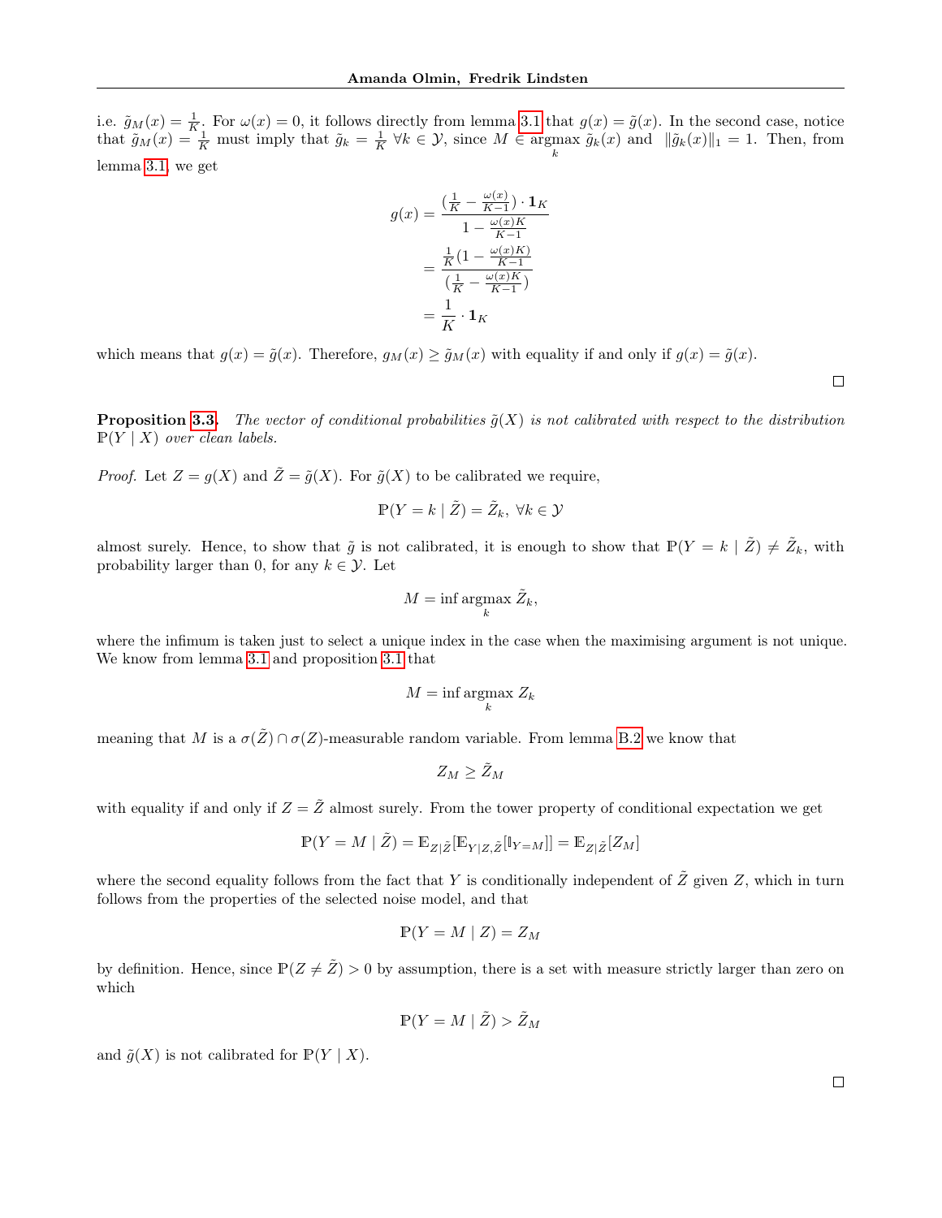i.e. $\tilde{g}_M(x) = \frac{1}{K}$. For $\omega(x) = 0$, it follows directly from lemma 3.1 that $g(x) = \tilde{g}(x)$. In the second case, notice that $\tilde{g}_M(x) = \frac{1}{K}$ must imply that $\tilde{g}_k = \frac{1}{K}\ \forall k \in \mathcal{Y}$, since $M \in \underset{k}{\operatorname{argmax}}\ \tilde{g}_k(x)$ and $\|\tilde{g}_k(x)\|_1 = 1$. Then, from lemma 3.1, we get

$$
\begin{aligned}
g(x) &= \frac{(\frac{1}{K} - \frac{\omega(x)}{K-1}) \cdot \mathbf{1}_K}{1 - \frac{\omega(x)K}{K-1}} \\
&= \frac{\frac{1}{K}(1 - \frac{\omega(x)K)}{K-1}}{(\frac{1}{K} - \frac{\omega(x)K}{K-1})} \\
&= \frac{1}{K} \cdot \mathbf{1}_K
\end{aligned}
$$

which means that $g(x) = \tilde{g}(x)$. Therefore, $g_M(x) \geq \tilde{g}_M(x)$ with equality if and only if $g(x) = \tilde{g}(x)$.

□

**Proposition 3.3.** *The vector of conditional probabilities $\tilde{g}(X)$ is not calibrated with respect to the distribution $\mathbb{P}(Y \mid X)$ over clean labels.*

*Proof.* Let $Z = g(X)$ and $\tilde{Z} = \tilde{g}(X)$. For $\tilde{g}(X)$ to be calibrated we require,

$$
\mathbb{P}(Y = k \mid \tilde{Z}) = \tilde{Z}_k,\ \forall k \in \mathcal{Y}
$$

almost surely. Hence, to show that $\tilde{g}$ is not calibrated, it is enough to show that $\mathbb{P}(Y = k \mid \tilde{Z}) \neq \tilde{Z}_k$, with probability larger than 0, for any $k \in \mathcal{Y}$. Let

$$
M = \inf \underset{k}{\operatorname{argmax}}\ \tilde{Z}_k,
$$

where the infimum is taken just to select a unique index in the case when the maximising argument is not unique. We know from lemma 3.1 and proposition 3.1 that

$$
M = \inf \underset{k}{\operatorname{argmax}}\ Z_k
$$

meaning that $M$ is a $\sigma(\tilde{Z}) \cap \sigma(Z)$-measurable random variable. From lemma B.2 we know that

$$
Z_M \geq \tilde{Z}_M
$$

with equality if and only if $Z = \tilde{Z}$ almost surely. From the tower property of conditional expectation we get

$$
\mathbb{P}(Y = M \mid \tilde{Z}) = \mathbb{E}_{Z|\tilde{Z}}[\mathbb{E}_{Y|Z,\tilde{Z}}[\mathbb{1}_{Y=M}]] = \mathbb{E}_{Z|\tilde{Z}}[Z_M]
$$

where the second equality follows from the fact that $Y$ is conditionally independent of $\tilde{Z}$ given $Z$, which in turn follows from the properties of the selected noise model, and that

$$
\mathbb{P}(Y = M \mid Z) = Z_M
$$

by definition. Hence, since $\mathbb{P}(Z \neq \tilde{Z}) > 0$ by assumption, there is a set with measure strictly larger than zero on which

$$
\mathbb{P}(Y = M \mid \tilde{Z}) > \tilde{Z}_M
$$

and $\tilde{g}(X)$ is not calibrated for $\mathbb{P}(Y \mid X)$.

□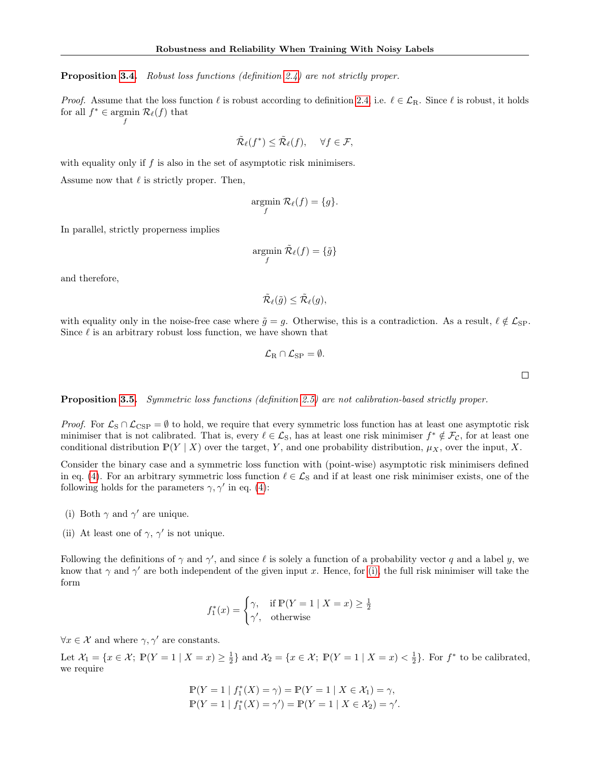**Proposition 3.4.** *Robust loss functions (definition 2.4) are not strictly proper.*

*Proof.* Assume that the loss function $\ell$ is robust according to definition 2.4, i.e. $\ell \in \mathcal{L}_{\mathrm{R}}$. Since $\ell$ is robust, it holds for all $f^* \in \operatorname*{argmin}_f \mathcal{R}_\ell(f)$ that

$$\tilde{\mathcal{R}}_\ell(f^*) \leq \tilde{\mathcal{R}}_\ell(f), \quad \forall f \in \mathcal{F},$$

with equality only if $f$ is also in the set of asymptotic risk minimisers.

Assume now that $\ell$ is strictly proper. Then,

$$\operatorname*{argmin}_f \mathcal{R}_\ell(f) = \{g\}.$$

In parallel, strictly properness implies

$$\operatorname*{argmin}_f \tilde{\mathcal{R}}_\ell(f) = \{\tilde{g}\}$$

and therefore,

$$\tilde{\mathcal{R}}_\ell(\tilde{g}) \leq \tilde{\mathcal{R}}_\ell(g),$$

with equality only in the noise-free case where $\tilde{g} = g$. Otherwise, this is a contradiction. As a result, $\ell \notin \mathcal{L}_{\mathrm{SP}}$. Since $\ell$ is an arbitrary robust loss function, we have shown that

$$\mathcal{L}_{\mathrm{R}} \cap \mathcal{L}_{\mathrm{SP}} = \emptyset.$$

□

**Proposition 3.5.** *Symmetric loss functions (definition 2.5) are not calibration-based strictly proper.*

*Proof.* For $\mathcal{L}_{\mathrm{S}} \cap \mathcal{L}_{\mathrm{CSP}} = \emptyset$ to hold, we require that every symmetric loss function has at least one asymptotic risk minimiser that is not calibrated. That is, every $\ell \in \mathcal{L}_{\mathrm{S}}$, has at least one risk minimiser $f^* \notin \mathcal{F}_{\mathcal{C}}$, for at least one conditional distribution $\mathbb{P}(Y \mid X)$ over the target, $Y$, and one probability distribution, $\mu_X$, over the input, $X$.

Consider the binary case and a symmetric loss function with (point-wise) asymptotic risk minimisers defined in eq. (4). For an arbitrary symmetric loss function $\ell \in \mathcal{L}_{\mathrm{S}}$ and if at least one risk minimiser exists, one of the following holds for the parameters $\gamma, \gamma'$ in eq. (4):

(i) Both $\gamma$ and $\gamma'$ are unique.

(ii) At least one of $\gamma$, $\gamma'$ is not unique.

Following the definitions of $\gamma$ and $\gamma'$, and since $\ell$ is solely a function of a probability vector $q$ and a label $y$, we know that $\gamma$ and $\gamma'$ are both independent of the given input $x$. Hence, for (i), the full risk minimiser will take the form

$$f_1^*(x) = \begin{cases} \gamma, & \text{if } \mathbb{P}(Y = 1 \mid X = x) \geq \frac{1}{2} \\ \gamma', & \text{otherwise} \end{cases}$$

$\forall x \in \mathcal{X}$ and where $\gamma, \gamma'$ are constants.

Let $\mathcal{X}_1 = \{x \in \mathcal{X};\ \mathbb{P}(Y = 1 \mid X = x) \geq \frac{1}{2}\}$ and $\mathcal{X}_2 = \{x \in \mathcal{X};\ \mathbb{P}(Y = 1 \mid X = x) < \frac{1}{2}\}$. For $f^*$ to be calibrated, we require

$$\mathbb{P}(Y = 1 \mid f_1^*(X) = \gamma) = \mathbb{P}(Y = 1 \mid X \in \mathcal{X}_1) = \gamma,$$
$$\mathbb{P}(Y = 1 \mid f_1^*(X) = \gamma') = \mathbb{P}(Y = 1 \mid X \in \mathcal{X}_2) = \gamma'.$$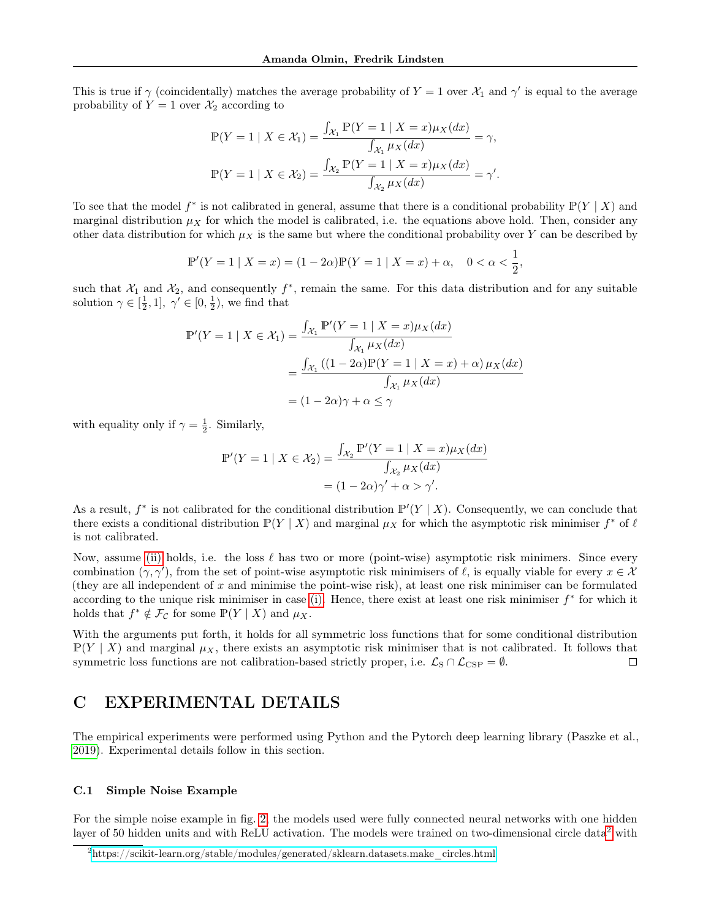This is true if $\gamma$ (coincidentally) matches the average probability of $Y = 1$ over $\mathcal{X}_1$ and $\gamma'$ is equal to the average probability of $Y = 1$ over $\mathcal{X}_2$ according to

$$\mathbb{P}(Y = 1 \mid X \in \mathcal{X}_1) = \frac{\int_{\mathcal{X}_1} \mathbb{P}(Y = 1 \mid X = x)\mu_X(dx)}{\int_{\mathcal{X}_1} \mu_X(dx)} = \gamma,$$

$$\mathbb{P}(Y = 1 \mid X \in \mathcal{X}_2) = \frac{\int_{\mathcal{X}_2} \mathbb{P}(Y = 1 \mid X = x)\mu_X(dx)}{\int_{\mathcal{X}_2} \mu_X(dx)} = \gamma'.$$

To see that the model $f^*$ is not calibrated in general, assume that there is a conditional probability $\mathbb{P}(Y \mid X)$ and marginal distribution $\mu_X$ for which the model is calibrated, i.e. the equations above hold. Then, consider any other data distribution for which $\mu_X$ is the same but where the conditional probability over $Y$ can be described by

$$\mathbb{P}'(Y = 1 \mid X = x) = (1 - 2\alpha)\mathbb{P}(Y = 1 \mid X = x) + \alpha, \quad 0 < \alpha < \frac{1}{2},$$

such that $\mathcal{X}_1$ and $\mathcal{X}_2$, and consequently $f^*$, remain the same. For this data distribution and for any suitable solution $\gamma \in [\frac{1}{2}, 1], \ \gamma' \in [0, \frac{1}{2})$, we find that

$$\begin{aligned}
\mathbb{P}'(Y = 1 \mid X \in \mathcal{X}_1) &= \frac{\int_{\mathcal{X}_1} \mathbb{P}'(Y = 1 \mid X = x)\mu_X(dx)}{\int_{\mathcal{X}_1} \mu_X(dx)} \\
&= \frac{\int_{\mathcal{X}_1} \left((1 - 2\alpha)\mathbb{P}(Y = 1 \mid X = x) + \alpha\right)\mu_X(dx)}{\int_{\mathcal{X}_1} \mu_X(dx)} \\
&= (1 - 2\alpha)\gamma + \alpha \leq \gamma
\end{aligned}$$

with equality only if $\gamma = \frac{1}{2}$. Similarly,

$$\begin{aligned}
\mathbb{P}'(Y = 1 \mid X \in \mathcal{X}_2) &= \frac{\int_{\mathcal{X}_2} \mathbb{P}'(Y = 1 \mid X = x)\mu_X(dx)}{\int_{\mathcal{X}_2} \mu_X(dx)} \\
&= (1 - 2\alpha)\gamma' + \alpha > \gamma'.
\end{aligned}$$

As a result, $f^*$ is not calibrated for the conditional distribution $\mathbb{P}'(Y \mid X)$. Consequently, we can conclude that there exists a conditional distribution $\mathbb{P}(Y \mid X)$ and marginal $\mu_X$ for which the asymptotic risk minimiser $f^*$ of $\ell$ is not calibrated.

Now, assume (ii) holds, i.e. the loss $\ell$ has two or more (point-wise) asymptotic risk minimers. Since every combination $(\gamma, \gamma')$, from the set of point-wise asymptotic risk minimisers of $\ell$, is equally viable for every $x \in \mathcal{X}$ (they are all independent of $x$ and minimise the point-wise risk), at least one risk minimiser can be formulated according to the unique risk minimiser in case (i). Hence, there exist at least one risk minimiser $f^*$ for which it holds that $f^* \notin \mathcal{F}_{\mathcal{C}}$ for some $\mathbb{P}(Y \mid X)$ and $\mu_X$.

With the arguments put forth, it holds for all symmetric loss functions that for some conditional distribution $\mathbb{P}(Y \mid X)$ and marginal $\mu_X$, there exists an asymptotic risk minimiser that is not calibrated. It follows that symmetric loss functions are not calibration-based strictly proper, i.e. $\mathcal{L}_{\text{S}} \cap \mathcal{L}_{\text{CSP}} = \emptyset$. ☐

# C EXPERIMENTAL DETAILS

The empirical experiments were performed using Python and the Pytorch deep learning library (Paszke et al., 2019). Experimental details follow in this section.

### C.1 Simple Noise Example

For the simple noise example in fig. 2, the models used were fully connected neural networks with one hidden layer of 50 hidden units and with ReLU activation. The models were trained on two-dimensional circle data[2] with

[2] https://scikit-learn.org/stable/modules/generated/sklearn.datasets.make_circles.html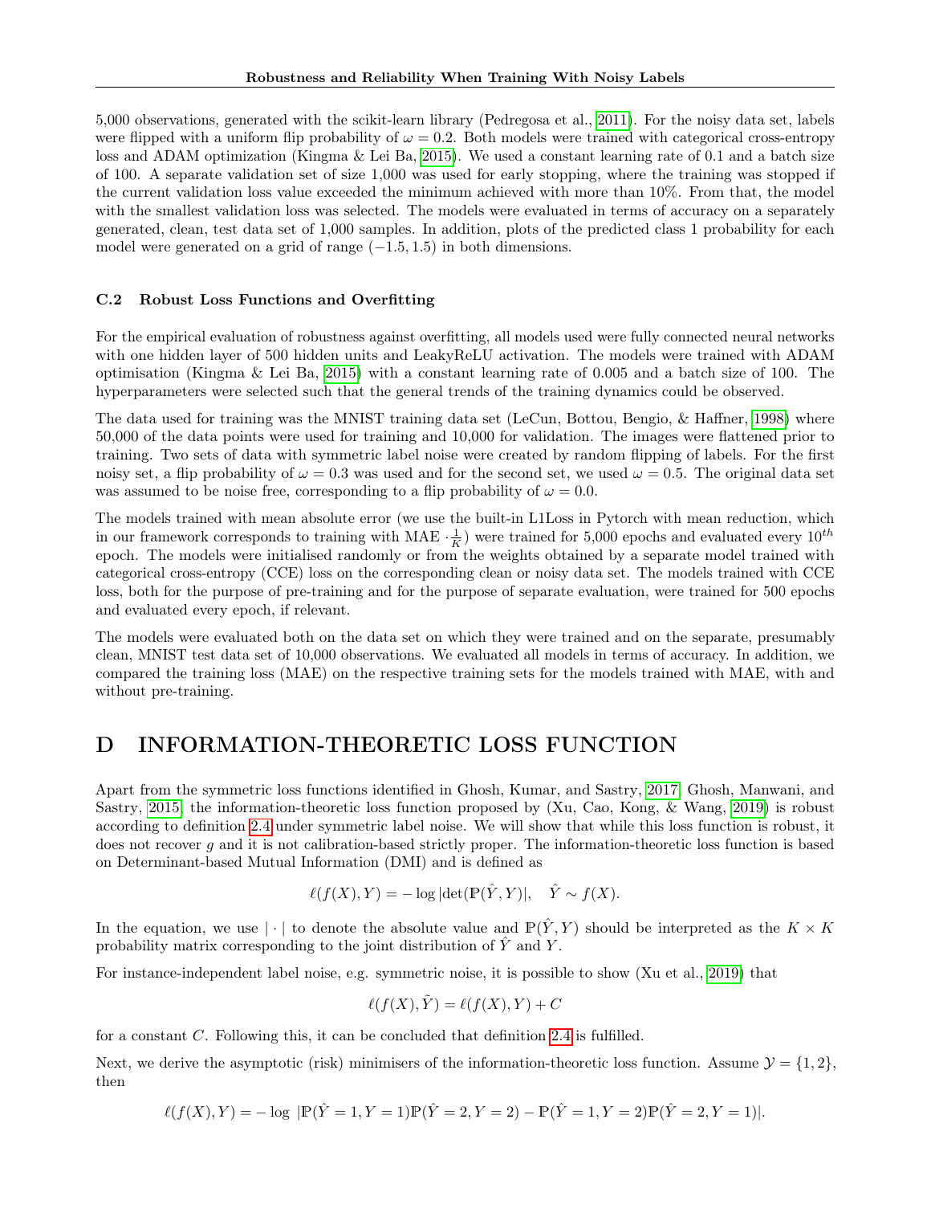5,000 observations, generated with the scikit-learn library (Pedregosa et al., 2011). For the noisy data set, labels were flipped with a uniform flip probability of $\omega = 0.2$. Both models were trained with categorical cross-entropy loss and ADAM optimization (Kingma & Lei Ba, 2015). We used a constant learning rate of 0.1 and a batch size of 100. A separate validation set of size 1,000 was used for early stopping, where the training was stopped if the current validation loss value exceeded the minimum achieved with more than 10%. From that, the model with the smallest validation loss was selected. The models were evaluated in terms of accuracy on a separately generated, clean, test data set of 1,000 samples. In addition, plots of the predicted class 1 probability for each model were generated on a grid of range $(-1.5, 1.5)$ in both dimensions.

### C.2 Robust Loss Functions and Overfitting

For the empirical evaluation of robustness against overfitting, all models used were fully connected neural networks with one hidden layer of 500 hidden units and LeakyReLU activation. The models were trained with ADAM optimisation (Kingma & Lei Ba, 2015) with a constant learning rate of 0.005 and a batch size of 100. The hyperparameters were selected such that the general trends of the training dynamics could be observed.

The data used for training was the MNIST training data set (LeCun, Bottou, Bengio, & Haffner, 1998) where 50,000 of the data points were used for training and 10,000 for validation. The images were flattened prior to training. Two sets of data with symmetric label noise were created by random flipping of labels. For the first noisy set, a flip probability of $\omega = 0.3$ was used and for the second set, we used $\omega = 0.5$. The original data set was assumed to be noise free, corresponding to a flip probability of $\omega = 0.0$.

The models trained with mean absolute error (we use the built-in L1Loss in Pytorch with mean reduction, which in our framework corresponds to training with MAE $\cdot \frac{1}{K}$) were trained for 5,000 epochs and evaluated every $10^{th}$ epoch. The models were initialised randomly or from the weights obtained by a separate model trained with categorical cross-entropy (CCE) loss on the corresponding clean or noisy data set. The models trained with CCE loss, both for the purpose of pre-training and for the purpose of separate evaluation, were trained for 500 epochs and evaluated every epoch, if relevant.

The models were evaluated both on the data set on which they were trained and on the separate, presumably clean, MNIST test data set of 10,000 observations. We evaluated all models in terms of accuracy. In addition, we compared the training loss (MAE) on the respective training sets for the models trained with MAE, with and without pre-training.

# D INFORMATION-THEORETIC LOSS FUNCTION

Apart from the symmetric loss functions identified in Ghosh, Kumar, and Sastry, 2017; Ghosh, Manwani, and Sastry, 2015, the information-theoretic loss function proposed by (Xu, Cao, Kong, & Wang, 2019) is robust according to definition 2.4 under symmetric label noise. We will show that while this loss function is robust, it does not recover $g$ and it is not calibration-based strictly proper. The information-theoretic loss function is based on Determinant-based Mutual Information (DMI) and is defined as

$$\ell(f(X), Y) = -\log|\det(\mathbb{P}(\hat{Y}, Y)|, \quad \hat{Y} \sim f(X).$$

In the equation, we use $|\cdot|$ to denote the absolute value and $\mathbb{P}(\hat{Y}, Y)$ should be interpreted as the $K \times K$ probability matrix corresponding to the joint distribution of $\hat{Y}$ and $Y$.

For instance-independent label noise, e.g. symmetric noise, it is possible to show (Xu et al., 2019) that

$$\ell(f(X), \tilde{Y}) = \ell(f(X), Y) + C$$

for a constant $C$. Following this, it can be concluded that definition 2.4 is fulfilled.

Next, we derive the asymptotic (risk) minimisers of the information-theoretic loss function. Assume $\mathcal{Y} = \{1, 2\}$, then

$$\ell(f(X), Y) = -\log\ |\mathbb{P}(\hat{Y} = 1, Y = 1)\mathbb{P}(\hat{Y} = 2, Y = 2) - \mathbb{P}(\hat{Y} = 1, Y = 2)\mathbb{P}(\hat{Y} = 2, Y = 1)|.$$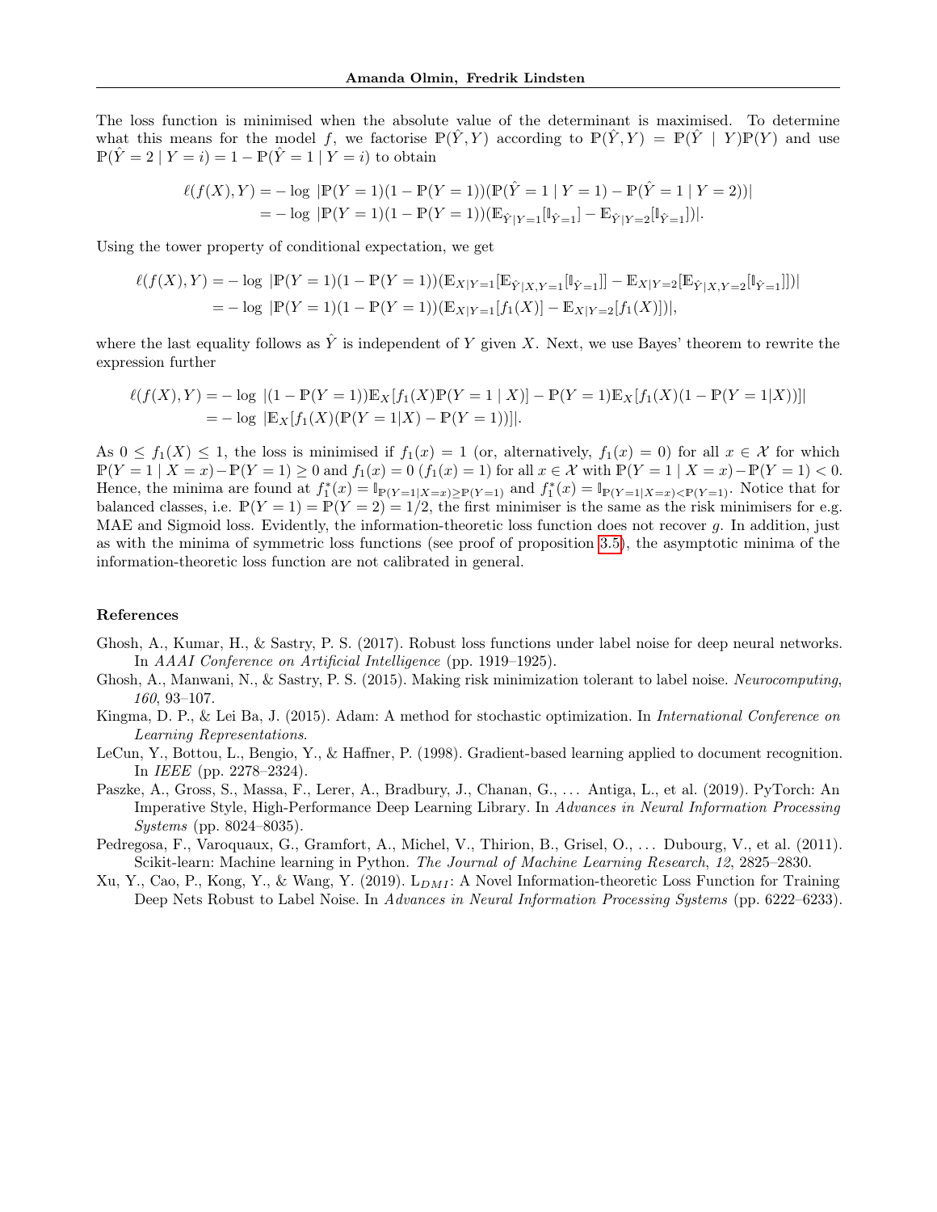The loss function is minimised when the absolute value of the determinant is maximised. To determine what this means for the model $f$, we factorise $\mathbb{P}(\hat{Y}, Y)$ according to $\mathbb{P}(\hat{Y}, Y) = \mathbb{P}(\hat{Y} \mid Y)\mathbb{P}(Y)$ and use $\mathbb{P}(\hat{Y} = 2 \mid Y = i) = 1 - \mathbb{P}(\hat{Y} = 1 \mid Y = i)$ to obtain

$$
\begin{aligned}
\ell(f(X), Y) &= -\log\ |\mathbb{P}(Y = 1)(1 - \mathbb{P}(Y = 1))(\mathbb{P}(\hat{Y} = 1 \mid Y = 1) - \mathbb{P}(\hat{Y} = 1 \mid Y = 2))| \\
&= -\log\ |\mathbb{P}(Y = 1)(1 - \mathbb{P}(Y = 1))(\mathbb{E}_{\hat{Y}|Y=1}[\mathbb{1}_{\hat{Y}=1}] - \mathbb{E}_{\hat{Y}|Y=2}[\mathbb{1}_{\hat{Y}=1}])|.
\end{aligned}
$$

Using the tower property of conditional expectation, we get

$$
\begin{aligned}
\ell(f(X), Y) &= -\log\ |\mathbb{P}(Y = 1)(1 - \mathbb{P}(Y = 1))(\mathbb{E}_{X|Y=1}[\mathbb{E}_{\hat{Y}|X,Y=1}[\mathbb{1}_{\hat{Y}=1}]] - \mathbb{E}_{X|Y=2}[\mathbb{E}_{\hat{Y}|X,Y=2}[\mathbb{1}_{\hat{Y}=1}]])| \\
&= -\log\ |\mathbb{P}(Y = 1)(1 - \mathbb{P}(Y = 1))(\mathbb{E}_{X|Y=1}[f_1(X)] - \mathbb{E}_{X|Y=2}[f_1(X)])|,
\end{aligned}
$$

where the last equality follows as $\hat{Y}$ is independent of $Y$ given $X$. Next, we use Bayes' theorem to rewrite the expression further

$$
\begin{aligned}
\ell(f(X), Y) &= -\log\ |(1 - \mathbb{P}(Y = 1))\mathbb{E}_X[f_1(X)\mathbb{P}(Y = 1 \mid X)] - \mathbb{P}(Y = 1)\mathbb{E}_X[f_1(X)(1 - \mathbb{P}(Y = 1|X))]| \\
&= -\log\ |\mathbb{E}_X[f_1(X)(\mathbb{P}(Y = 1|X) - \mathbb{P}(Y = 1))]|.
\end{aligned}
$$

As $0 \leq f_1(X) \leq 1$, the loss is minimised if $f_1(x) = 1$ (or, alternatively, $f_1(x) = 0$) for all $x \in \mathcal{X}$ for which $\mathbb{P}(Y = 1 \mid X = x) - \mathbb{P}(Y = 1) \geq 0$ and $f_1(x) = 0$ ($f_1(x) = 1$) for all $x \in \mathcal{X}$ with $\mathbb{P}(Y = 1 \mid X = x) - \mathbb{P}(Y = 1) < 0$. Hence, the minima are found at $f_1^*(x) = \mathbb{1}_{\mathbb{P}(Y=1|X=x) \geq \mathbb{P}(Y=1)}$ and $f_1^*(x) = \mathbb{1}_{\mathbb{P}(Y=1|X=x) < \mathbb{P}(Y=1)}$. Notice that for balanced classes, i.e. $\mathbb{P}(Y = 1) = \mathbb{P}(Y = 2) = 1/2$, the first minimiser is the same as the risk minimisers for e.g. MAE and Sigmoid loss. Evidently, the information-theoretic loss function does not recover $g$. In addition, just as with the minima of symmetric loss functions (see proof of proposition 3.5), the asymptotic minima of the information-theoretic loss function are not calibrated in general.

## References

Ghosh, A., Kumar, H., & Sastry, P. S. (2017). Robust loss functions under label noise for deep neural networks. In *AAAI Conference on Artificial Intelligence* (pp. 1919–1925).

Ghosh, A., Manwani, N., & Sastry, P. S. (2015). Making risk minimization tolerant to label noise. *Neurocomputing*, *160*, 93–107.

Kingma, D. P., & Lei Ba, J. (2015). Adam: A method for stochastic optimization. In *International Conference on Learning Representations*.

LeCun, Y., Bottou, L., Bengio, Y., & Haffner, P. (1998). Gradient-based learning applied to document recognition. In *IEEE* (pp. 2278–2324).

Paszke, A., Gross, S., Massa, F., Lerer, A., Bradbury, J., Chanan, G., … Antiga, L., et al. (2019). PyTorch: An Imperative Style, High-Performance Deep Learning Library. In *Advances in Neural Information Processing Systems* (pp. 8024–8035).

Pedregosa, F., Varoquaux, G., Gramfort, A., Michel, V., Thirion, B., Grisel, O., … Dubourg, V., et al. (2011). Scikit-learn: Machine learning in Python. *The Journal of Machine Learning Research*, *12*, 2825–2830.

Xu, Y., Cao, P., Kong, Y., & Wang, Y. (2019). $\mathrm{L}_{DMI}$: A Novel Information-theoretic Loss Function for Training Deep Nets Robust to Label Noise. In *Advances in Neural Information Processing Systems* (pp. 6222–6233).